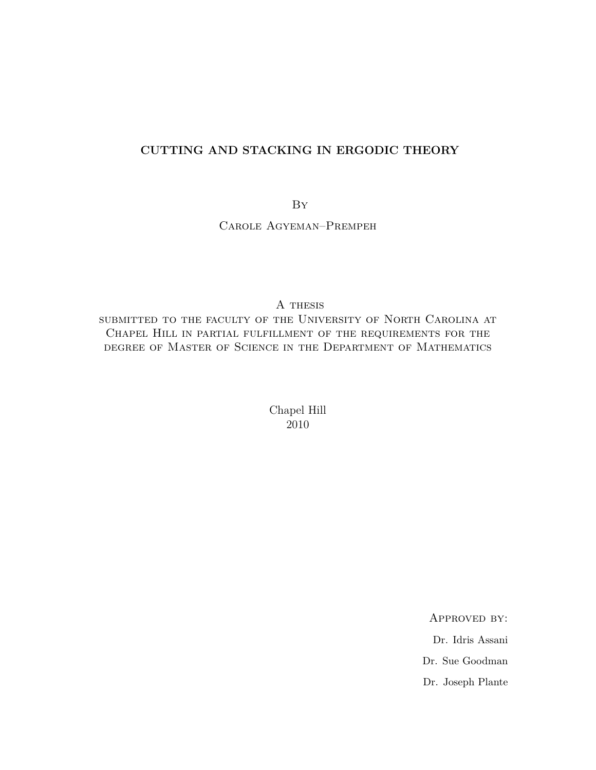# CUTTING AND STACKING IN ERGODIC THEORY

By

Carole Agyeman–Prempeh

A thesis
submitted to the faculty of the University of North Carolina at Chapel Hill in partial fulfillment of the requirements for the degree of Master of Science in the Department of Mathematics

Chapel Hill
2010

Approved by:

Dr. Idris Assani

Dr. Sue Goodman

Dr. Joseph Plante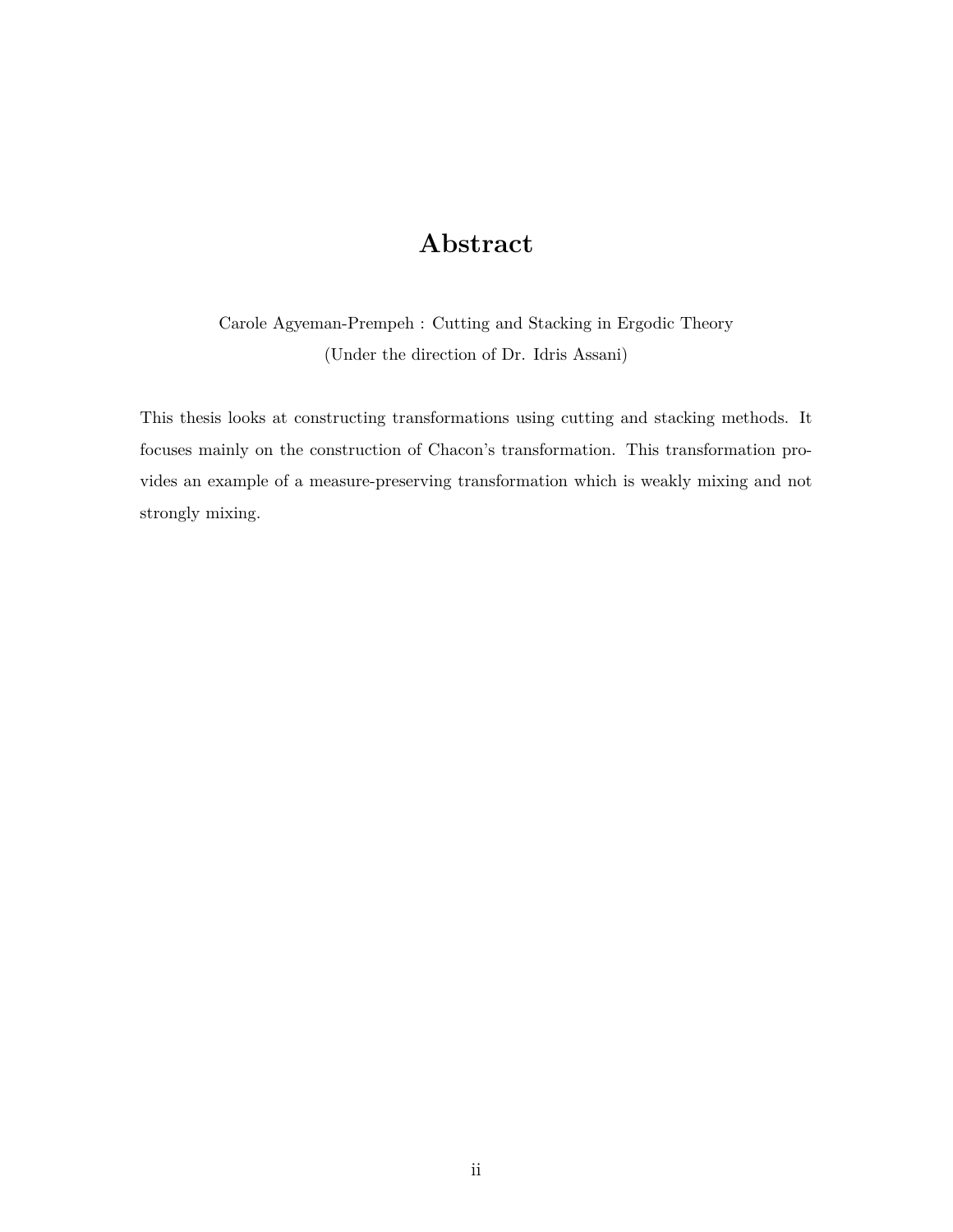# Abstract

Carole Agyeman-Prempeh : Cutting and Stacking in Ergodic Theory
(Under the direction of Dr. Idris Assani)

This thesis looks at constructing transformations using cutting and stacking methods. It focuses mainly on the construction of Chacon's transformation. This transformation provides an example of a measure-preserving transformation which is weakly mixing and not strongly mixing.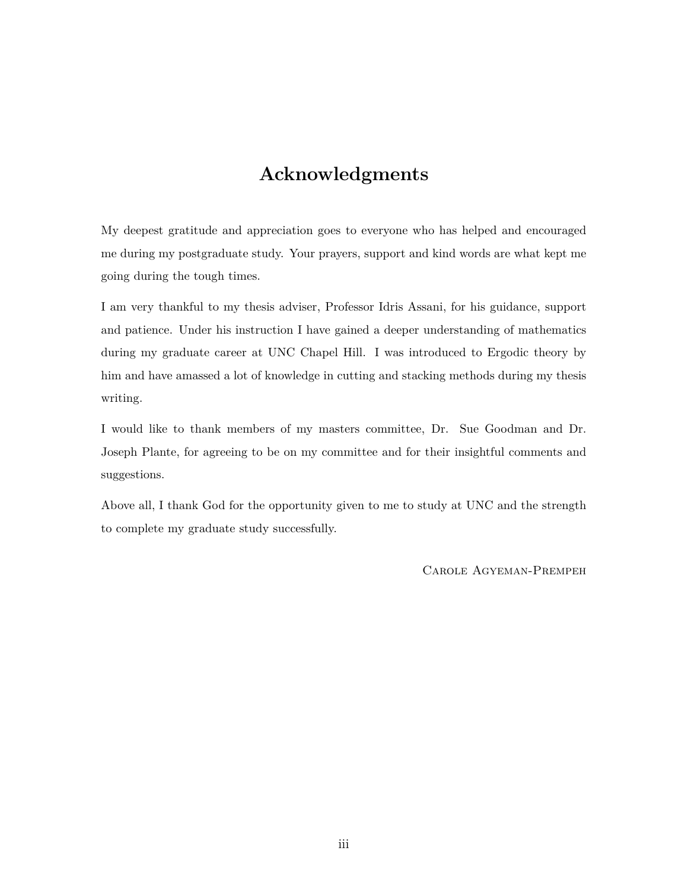# Acknowledgments

My deepest gratitude and appreciation goes to everyone who has helped and encouraged me during my postgraduate study. Your prayers, support and kind words are what kept me going during the tough times.

I am very thankful to my thesis adviser, Professor Idris Assani, for his guidance, support and patience. Under his instruction I have gained a deeper understanding of mathematics during my graduate career at UNC Chapel Hill. I was introduced to Ergodic theory by him and have amassed a lot of knowledge in cutting and stacking methods during my thesis writing.

I would like to thank members of my masters committee, Dr. Sue Goodman and Dr. Joseph Plante, for agreeing to be on my committee and for their insightful comments and suggestions.

Above all, I thank God for the opportunity given to me to study at UNC and the strength to complete my graduate study successfully.

Carole Agyeman-Prempeh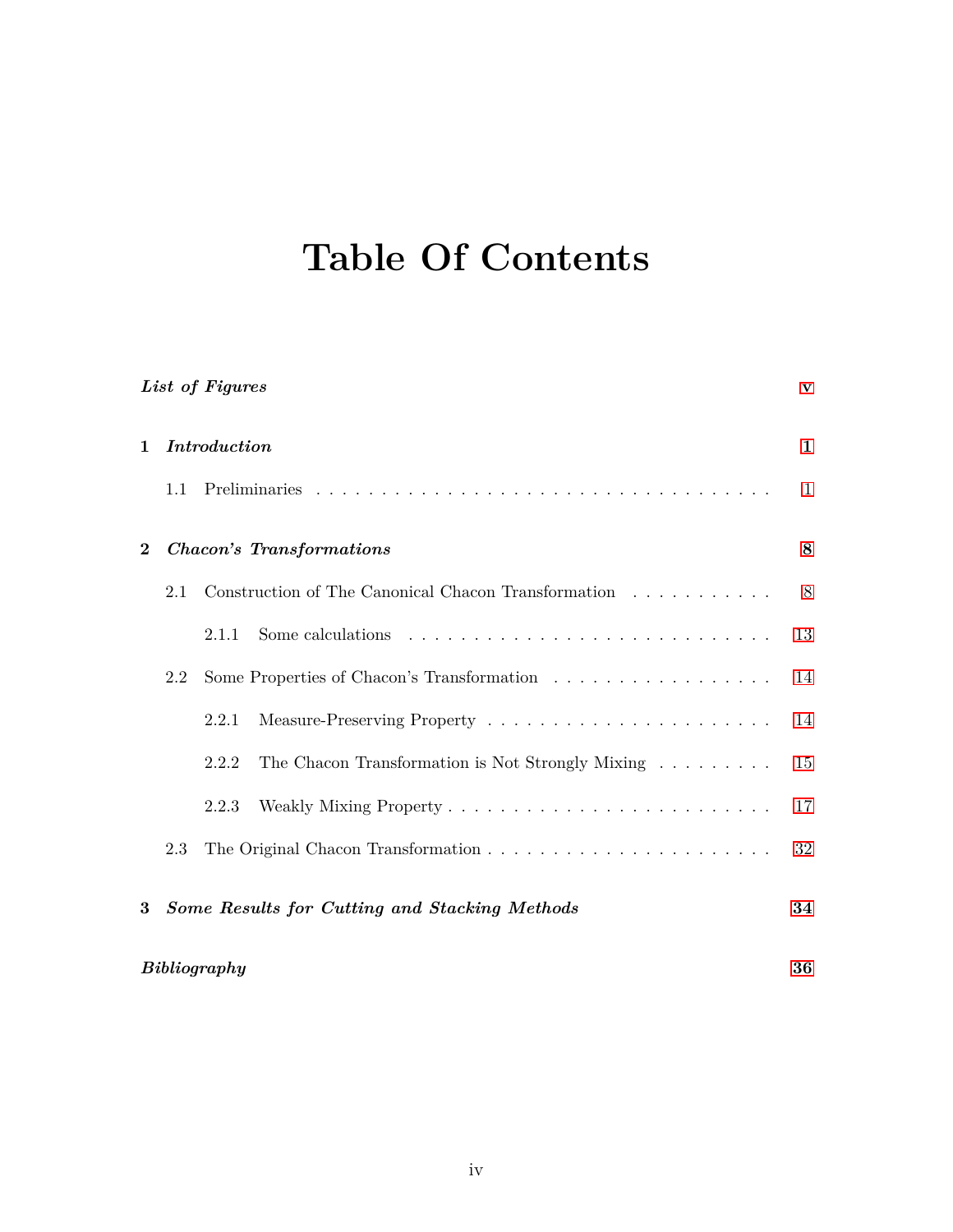# Table Of Contents

*List of Figures* — v

**1** ***Introduction*** — 1

- 1.1 Preliminaries — 1

**2** ***Chacon's Transformations*** — 8

- 2.1 Construction of The Canonical Chacon Transformation — 8
  - 2.1.1 Some calculations — 13
- 2.2 Some Properties of Chacon's Transformation — 14
  - 2.2.1 Measure-Preserving Property — 14
  - 2.2.2 The Chacon Transformation is Not Strongly Mixing — 15
  - 2.2.3 Weakly Mixing Property — 17
- 2.3 The Original Chacon Transformation — 32

**3** ***Some Results for Cutting and Stacking Methods*** — 34

***Bibliography*** — 36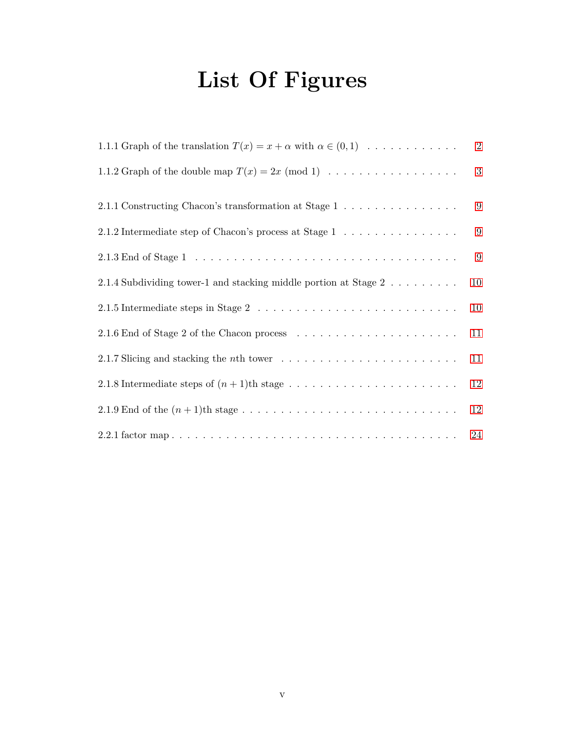# List Of Figures

1.1.1 Graph of the translation $T(x) = x + \alpha$ with $\alpha \in (0, 1)$ . . . . . . . . . . . . 2

1.1.2 Graph of the double map $T(x) = 2x \pmod 1$ . . . . . . . . . . . . . . . . . . 3

2.1.1 Constructing Chacon's transformation at Stage 1 . . . . . . . . . . . . . . . . 9

2.1.2 Intermediate step of Chacon's process at Stage 1 . . . . . . . . . . . . . . . . 9

2.1.3 End of Stage 1 . . . . . . . . . . . . . . . . . . . . . . . . . . . . . . . . . . 9

2.1.4 Subdividing tower-1 and stacking middle portion at Stage 2 . . . . . . . . . . 10

2.1.5 Intermediate steps in Stage 2 . . . . . . . . . . . . . . . . . . . . . . . . . . 10

2.1.6 End of Stage 2 of the Chacon process . . . . . . . . . . . . . . . . . . . . . 11

2.1.7 Slicing and stacking the $n$th tower . . . . . . . . . . . . . . . . . . . . . . . 11

2.1.8 Intermediate steps of $(n + 1)$th stage . . . . . . . . . . . . . . . . . . . . . 12

2.1.9 End of the $(n + 1)$th stage . . . . . . . . . . . . . . . . . . . . . . . . . . . 12

2.2.1 factor map . . . . . . . . . . . . . . . . . . . . . . . . . . . . . . . . . . . . 24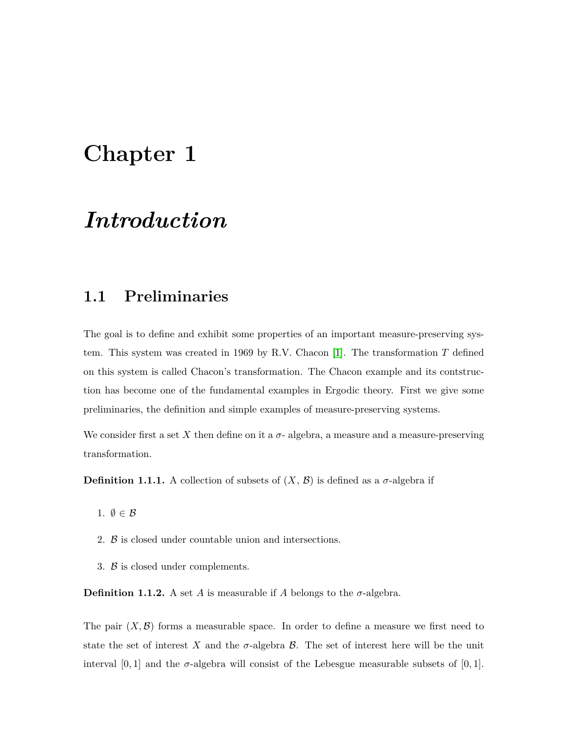# Chapter 1

# *Introduction*

## 1.1 Preliminaries

The goal is to define and exhibit some properties of an important measure-preserving system. This system was created in 1969 by R.V. Chacon [1]. The transformation $T$ defined on this system is called Chacon's transformation. The Chacon example and its contstruction has become one of the fundamental examples in Ergodic theory. First we give some preliminaries, the definition and simple examples of measure-preserving systems.

We consider first a set $X$ then define on it a $\sigma$- algebra, a measure and a measure-preserving transformation.

**Definition 1.1.1.** A collection of subsets of $(X, \mathcal{B})$ is defined as a $\sigma$-algebra if

1. $\emptyset \in \mathcal{B}$
2. $\mathcal{B}$ is closed under countable union and intersections.
3. $\mathcal{B}$ is closed under complements.

**Definition 1.1.2.** A set $A$ is measurable if $A$ belongs to the $\sigma$-algebra.

The pair $(X, \mathcal{B})$ forms a measurable space. In order to define a measure we first need to state the set of interest $X$ and the $\sigma$-algebra $\mathcal{B}$. The set of interest here will be the unit interval $[0, 1]$ and the $\sigma$-algebra will consist of the Lebesgue measurable subsets of $[0, 1]$.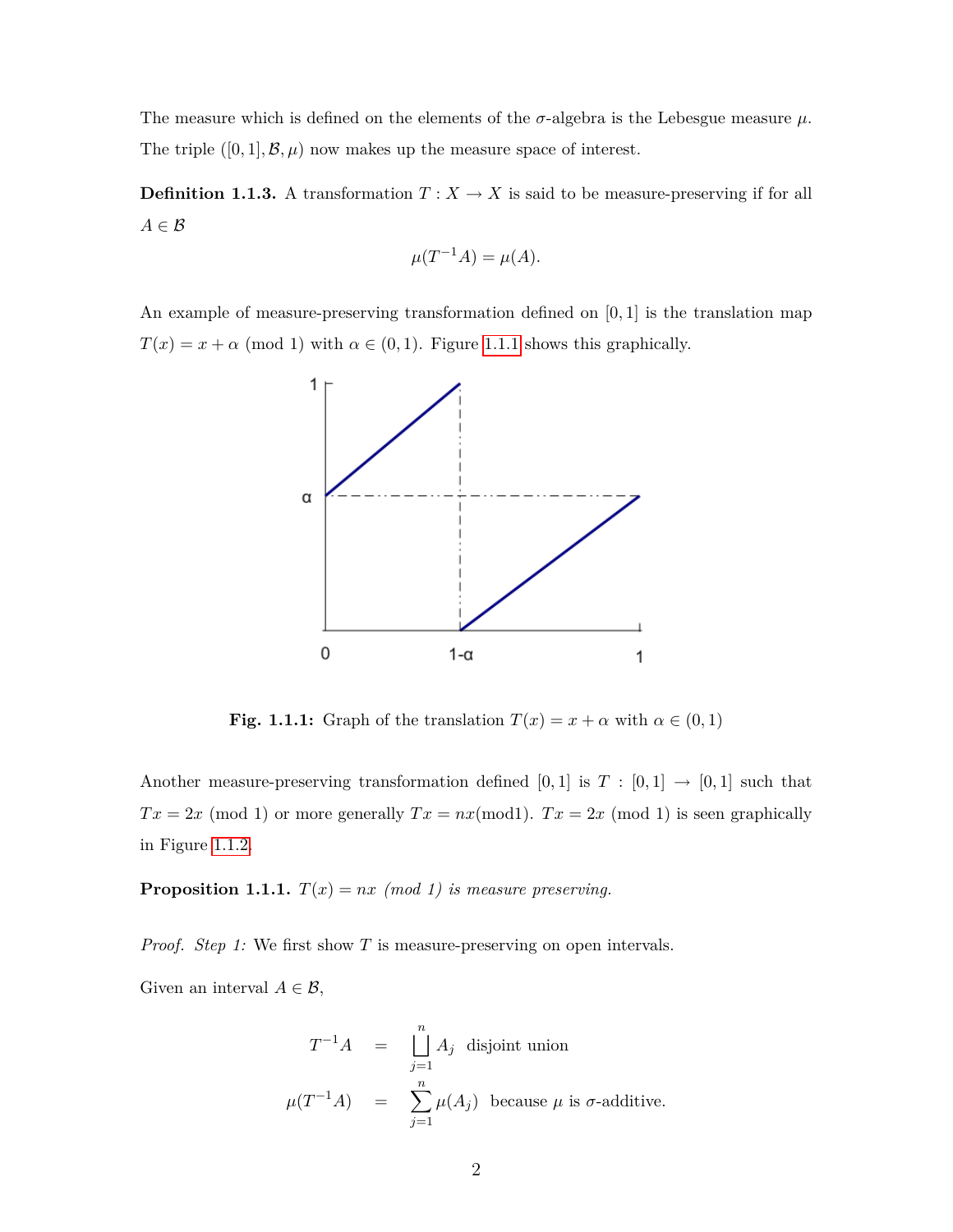The measure which is defined on the elements of the $\sigma$-algebra is the Lebesgue measure $\mu$. The triple $([0,1], \mathcal{B}, \mu)$ now makes up the measure space of interest.

**Definition 1.1.3.** A transformation $T : X \to X$ is said to be measure-preserving if for all $A \in \mathcal{B}$

$$\mu(T^{-1}A) = \mu(A).$$

An example of measure-preserving transformation defined on $[0,1]$ is the translation map $T(x) = x + \alpha \pmod 1$ with $\alpha \in (0,1)$. Figure 1.1.1 shows this graphically.

**Fig. 1.1.1:** Graph of the translation $T(x) = x + \alpha$ with $\alpha \in (0,1)$

Another measure-preserving transformation defined $[0,1]$ is $T : [0,1] \to [0,1]$ such that $Tx = 2x \pmod 1$ or more generally $Tx = nx (\text{mod} 1)$. $Tx = 2x \pmod 1$ is seen graphically in Figure 1.1.2.

**Proposition 1.1.1.** *$T(x) = nx$ (mod 1) is measure preserving.*

*Proof. Step 1:* We first show $T$ is measure-preserving on open intervals.

Given an interval $A \in \mathcal{B}$,

$$\begin{aligned} T^{-1}A &= \bigsqcup_{j=1}^{n} A_j \text{ disjoint union} \\ \mu(T^{-1}A) &= \sum_{j=1}^{n} \mu(A_j) \text{ because } \mu \text{ is } \sigma\text{-additive.} \end{aligned}$$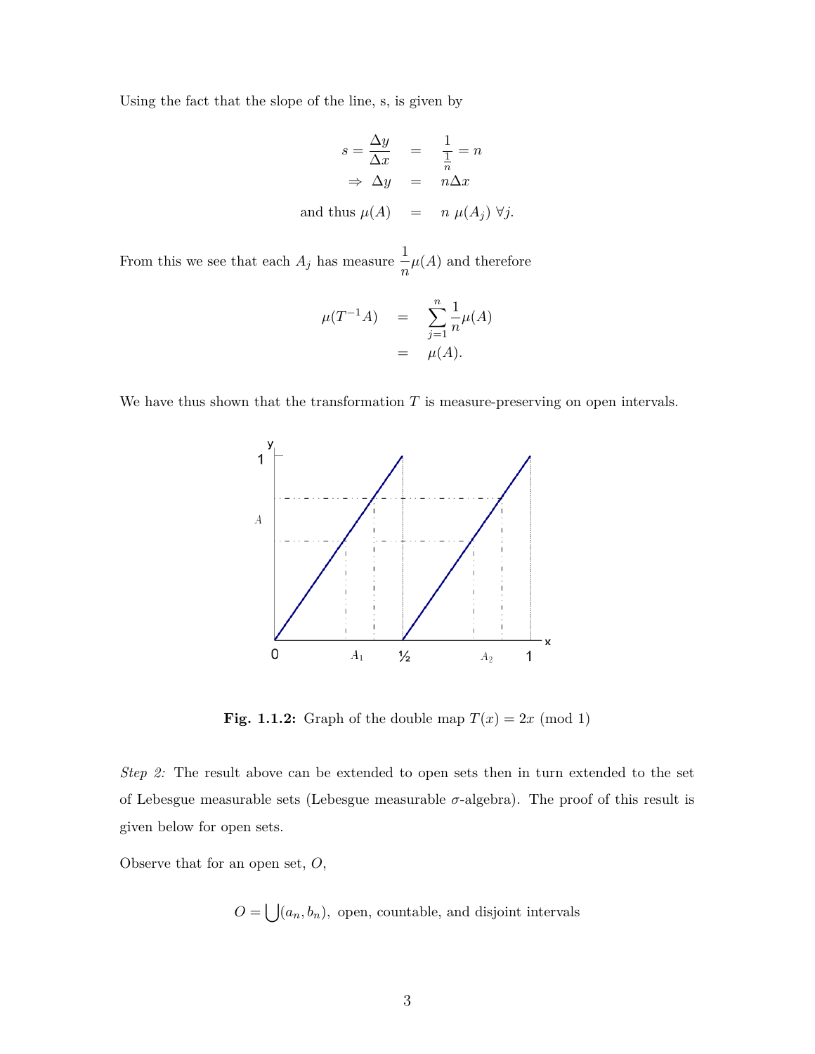Using the fact that the slope of the line, s, is given by

$$
\begin{aligned}
s = \frac{\Delta y}{\Delta x} &= \frac{1}{\frac{1}{n}} = n \\
\Rightarrow \Delta y &= n \Delta x \\
\text{and thus } \mu(A) &= n \ \mu(A_j) \ \forall j.
\end{aligned}
$$

From this we see that each $A_j$ has measure $\dfrac{1}{n}\mu(A)$ and therefore

$$
\begin{aligned}
\mu(T^{-1}A) &= \sum_{j=1}^{n} \frac{1}{n}\mu(A) \\
&= \mu(A).
\end{aligned}
$$

We have thus shown that the transformation $T$ is measure-preserving on open intervals.

**Fig. 1.1.2:** Graph of the double map $T(x) = 2x \pmod 1$

*Step 2:* The result above can be extended to open sets then in turn extended to the set of Lebesgue measurable sets (Lebesgue measurable $\sigma$-algebra). The proof of this result is given below for open sets.

Observe that for an open set, $O$,

$$
O = \bigcup (a_n, b_n), \text{ open, countable, and disjoint intervals}
$$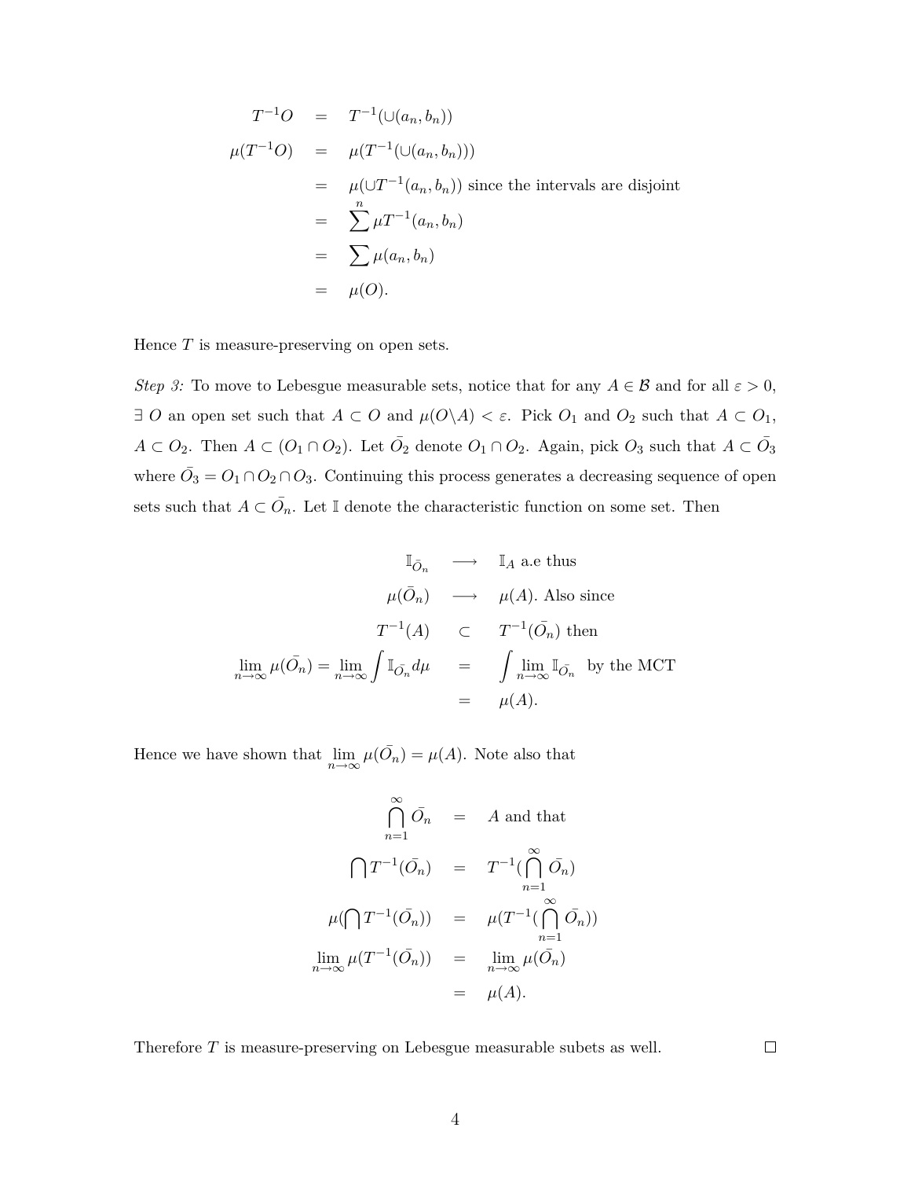$$
\begin{aligned}
T^{-1}O &= T^{-1}(\cup(a_n, b_n)) \\
\mu(T^{-1}O) &= \mu(T^{-1}(\cup(a_n, b_n))) \\
&= \mu(\cup T^{-1}(a_n, b_n)) \text{ since the intervals are disjoint} \\
&= \sum^{n} \mu T^{-1}(a_n, b_n) \\
&= \sum \mu(a_n, b_n) \\
&= \mu(O).
\end{aligned}
$$

Hence $T$ is measure-preserving on open sets.

*Step 3:* To move to Lebesgue measurable sets, notice that for any $A \in \mathcal{B}$ and for all $\varepsilon > 0$, $\exists$ $O$ an open set such that $A \subset O$ and $\mu(O \backslash A) < \varepsilon$. Pick $O_1$ and $O_2$ such that $A \subset O_1$, $A \subset O_2$. Then $A \subset (O_1 \cap O_2)$. Let $\bar{O_2}$ denote $O_1 \cap O_2$. Again, pick $O_3$ such that $A \subset \bar{O_3}$ where $\bar{O_3} = O_1 \cap O_2 \cap O_3$. Continuing this process generates a decreasing sequence of open sets such that $A \subset \bar{O_n}$. Let $\mathbb{I}$ denote the characteristic function on some set. Then

$$
\begin{aligned}
\mathbb{I}_{\bar{O_n}} &\longrightarrow \mathbb{I}_A \text{ a.e thus} \\
\mu(\bar{O_n}) &\longrightarrow \mu(A). \text{ Also since} \\
T^{-1}(A) &\subset T^{-1}(\bar{O_n}) \text{ then} \\
\lim_{n\to\infty} \mu(\bar{O_n}) = \lim_{n\to\infty} \int \mathbb{I}_{\bar{O_n}} d\mu &= \int \lim_{n\to\infty} \mathbb{I}_{\bar{O_n}} \text{ by the MCT} \\
&= \mu(A).
\end{aligned}
$$

Hence we have shown that $\lim_{n\to\infty} \mu(\bar{O_n}) = \mu(A)$. Note also that

$$
\begin{aligned}
\bigcap_{n=1}^{\infty} \bar{O_n} &= A \text{ and that} \\
\bigcap T^{-1}(\bar{O_n}) &= T^{-1}(\bigcap_{n=1}^{\infty} \bar{O_n}) \\
\mu(\bigcap T^{-1}(\bar{O_n})) &= \mu(T^{-1}(\bigcap_{n=1}^{\infty} \bar{O_n})) \\
\lim_{n\to\infty} \mu(T^{-1}(\bar{O_n})) &= \lim_{n\to\infty} \mu(\bar{O_n}) \\
&= \mu(A).
\end{aligned}
$$

Therefore $T$ is measure-preserving on Lebesgue measurable subets as well. $\square$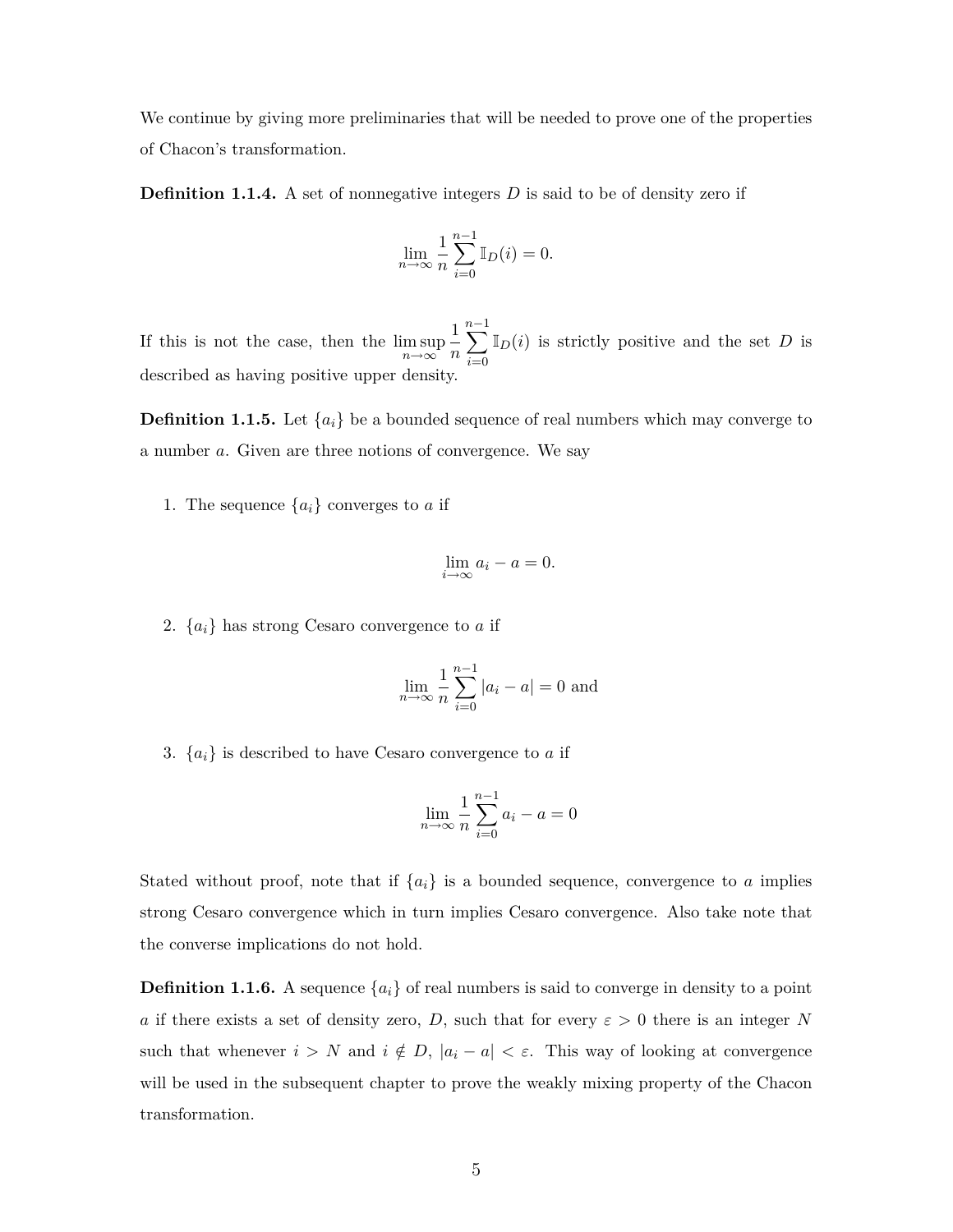We continue by giving more preliminaries that will be needed to prove one of the properties of Chacon's transformation.

**Definition 1.1.4.** A set of nonnegative integers $D$ is said to be of density zero if

$$\lim_{n\to\infty} \frac{1}{n}\sum_{i=0}^{n-1} \mathbb{I}_D(i) = 0.$$

If this is not the case, then the $\limsup\limits_{n\to\infty} \dfrac{1}{n}\sum\limits_{i=0}^{n-1} \mathbb{I}_D(i)$ is strictly positive and the set $D$ is described as having positive upper density.

**Definition 1.1.5.** Let $\{a_i\}$ be a bounded sequence of real numbers which may converge to a number $a$. Given are three notions of convergence. We say

1. The sequence $\{a_i\}$ converges to $a$ if

$$\lim_{i\to\infty} a_i - a = 0.$$

2. $\{a_i\}$ has strong Cesaro convergence to $a$ if

$$\lim_{n\to\infty} \frac{1}{n}\sum_{i=0}^{n-1} |a_i - a| = 0 \text{ and}$$

3. $\{a_i\}$ is described to have Cesaro convergence to $a$ if

$$\lim_{n\to\infty} \frac{1}{n}\sum_{i=0}^{n-1} a_i - a = 0$$

Stated without proof, note that if $\{a_i\}$ is a bounded sequence, convergence to $a$ implies strong Cesaro convergence which in turn implies Cesaro convergence. Also take note that the converse implications do not hold.

**Definition 1.1.6.** A sequence $\{a_i\}$ of real numbers is said to converge in density to a point $a$ if there exists a set of density zero, $D$, such that for every $\varepsilon > 0$ there is an integer $N$ such that whenever $i > N$ and $i \notin D$, $|a_i - a| < \varepsilon$. This way of looking at convergence will be used in the subsequent chapter to prove the weakly mixing property of the Chacon transformation.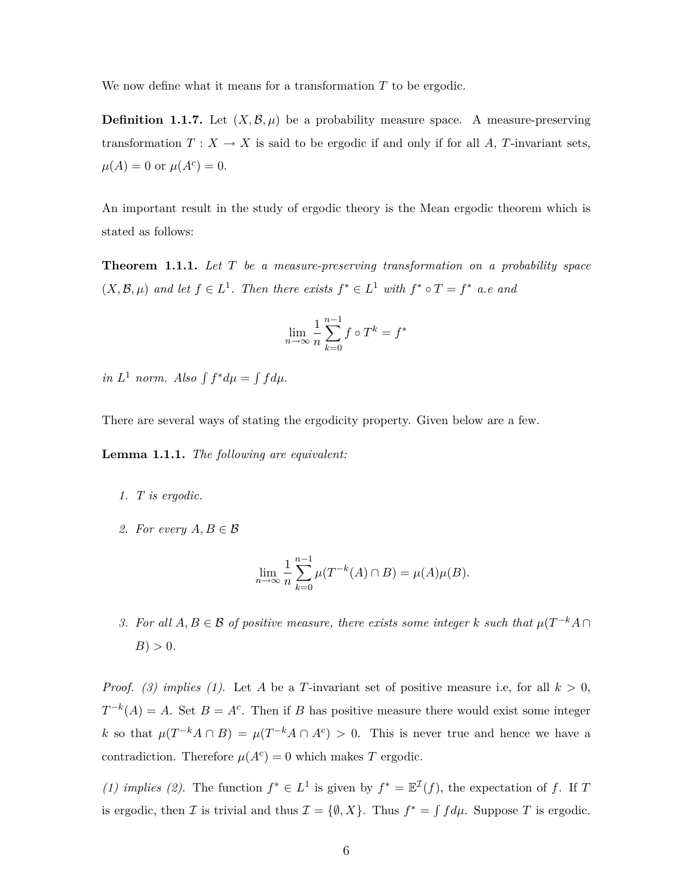We now define what it means for a transformation $T$ to be ergodic.

**Definition 1.1.7.** Let $(X, \mathcal{B}, \mu)$ be a probability measure space. A measure-preserving transformation $T : X \to X$ is said to be ergodic if and only if for all $A$, $T$-invariant sets, $\mu(A) = 0$ or $\mu(A^c) = 0$.

An important result in the study of ergodic theory is the Mean ergodic theorem which is stated as follows:

**Theorem 1.1.1.** *Let $T$ be a measure-preserving transformation on a probability space $(X, \mathcal{B}, \mu)$ and let $f \in L^1$. Then there exists $f^* \in L^1$ with $f^* \circ T = f^*$ a.e and*

$$\lim_{n\to\infty} \frac{1}{n} \sum_{k=0}^{n-1} f \circ T^k = f^*$$

*in $L^1$ norm. Also $\int f^* d\mu = \int f d\mu$.*

There are several ways of stating the ergodicity property. Given below are a few.

**Lemma 1.1.1.** *The following are equivalent:*

1. *$T$ is ergodic.*
2. *For every $A, B \in \mathcal{B}$*

$$\lim_{n\to\infty} \frac{1}{n} \sum_{k=0}^{n-1} \mu(T^{-k}(A) \cap B) = \mu(A)\mu(B).$$

3. *For all $A, B \in \mathcal{B}$ of positive measure, there exists some integer $k$ such that $\mu(T^{-k}A \cap B) > 0$.*

*Proof. (3) implies (1).* Let $A$ be a $T$-invariant set of positive measure i.e, for all $k > 0$, $T^{-k}(A) = A$. Set $B = A^c$. Then if $B$ has positive measure there would exist some integer $k$ so that $\mu(T^{-k}A \cap B) = \mu(T^{-k}A \cap A^c) > 0$. This is never true and hence we have a contradiction. Therefore $\mu(A^c) = 0$ which makes $T$ ergodic.

*(1) implies (2).* The function $f^* \in L^1$ is given by $f^* = \mathbb{E}^{\mathcal{I}}(f)$, the expectation of $f$. If $T$ is ergodic, then $\mathcal{I}$ is trivial and thus $\mathcal{I} = \{\emptyset, X\}$. Thus $f^* = \int f d\mu$. Suppose $T$ is ergodic.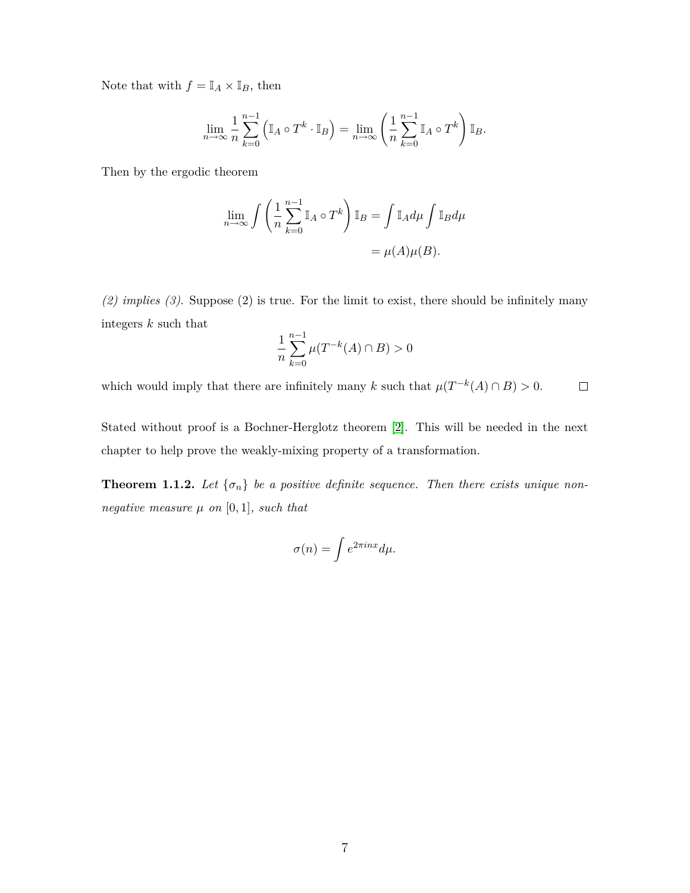Note that with $f = \mathbb{I}_A \times \mathbb{I}_B$, then

$$\lim_{n\to\infty} \frac{1}{n} \sum_{k=0}^{n-1} \left( \mathbb{I}_A \circ T^k \cdot \mathbb{I}_B \right) = \lim_{n\to\infty} \left( \frac{1}{n} \sum_{k=0}^{n-1} \mathbb{I}_A \circ T^k \right) \mathbb{I}_B.$$

Then by the ergodic theorem

$$\begin{aligned}
\lim_{n\to\infty} \int \left( \frac{1}{n} \sum_{k=0}^{n-1} \mathbb{I}_A \circ T^k \right) \mathbb{I}_B &= \int \mathbb{I}_A d\mu \int \mathbb{I}_B d\mu \\
&= \mu(A)\mu(B).
\end{aligned}$$

*(2) implies (3).* Suppose (2) is true. For the limit to exist, there should be infinitely many integers $k$ such that

$$\frac{1}{n} \sum_{k=0}^{n-1} \mu(T^{-k}(A) \cap B) > 0$$

which would imply that there are infinitely many $k$ such that $\mu(T^{-k}(A) \cap B) > 0$. □

Stated without proof is a Bochner-Herglotz theorem [2]. This will be needed in the next chapter to help prove the weakly-mixing property of a transformation.

**Theorem 1.1.2.** *Let $\{\sigma_n\}$ be a positive definite sequence. Then there exists unique non-negative measure $\mu$ on $[0, 1]$, such that*

$$\sigma(n) = \int e^{2\pi i n x} d\mu.$$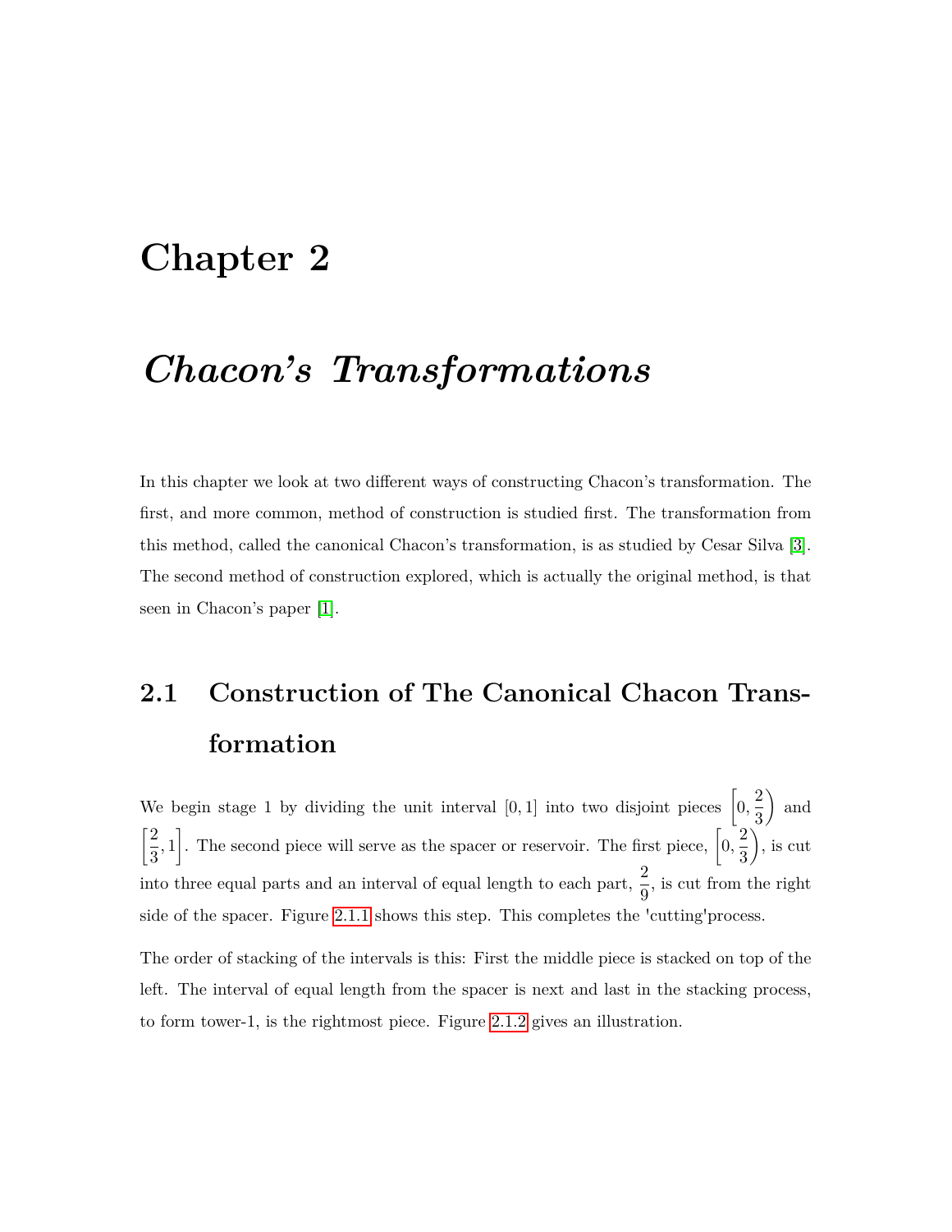# Chapter 2

# *Chacon's Transformations*

In this chapter we look at two different ways of constructing Chacon's transformation. The first, and more common, method of construction is studied first. The transformation from this method, called the canonical Chacon's transformation, is as studied by Cesar Silva [3]. The second method of construction explored, which is actually the original method, is that seen in Chacon's paper [1].

## 2.1 Construction of The Canonical Chacon Transformation

We begin stage 1 by dividing the unit interval $[0,1]$ into two disjoint pieces $\left[0, \frac{2}{3}\right)$ and $\left[\frac{2}{3}, 1\right]$. The second piece will serve as the spacer or reservoir. The first piece, $\left[0, \frac{2}{3}\right)$, is cut into three equal parts and an interval of equal length to each part, $\frac{2}{9}$, is cut from the right side of the spacer. Figure 2.1.1 shows this step. This completes the 'cutting'process.

The order of stacking of the intervals is this: First the middle piece is stacked on top of the left. The interval of equal length from the spacer is next and last in the stacking process, to form tower-1, is the rightmost piece. Figure 2.1.2 gives an illustration.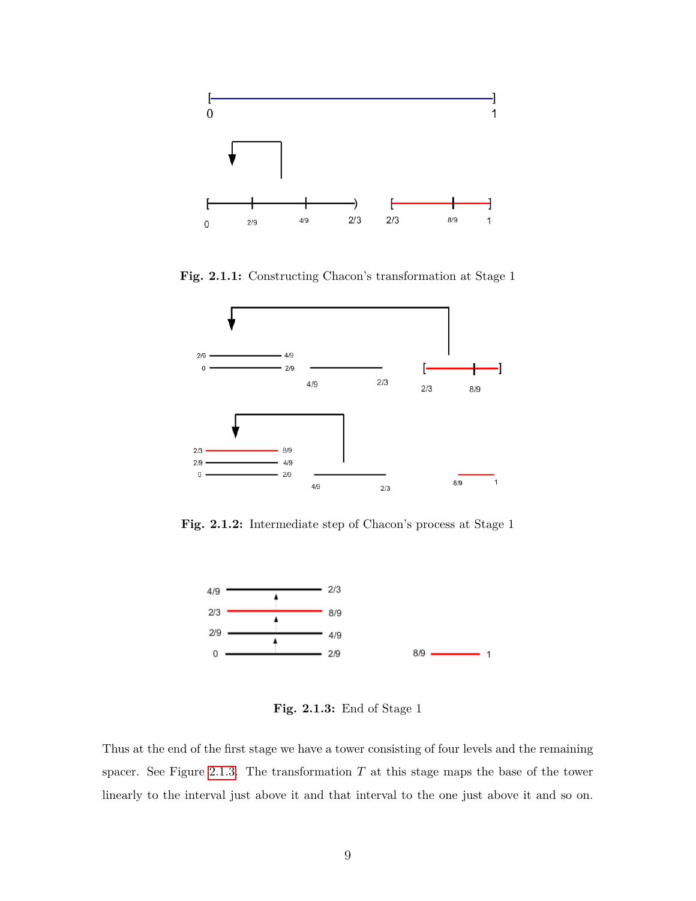**Fig. 2.1.1:** Constructing Chacon's transformation at Stage 1

**Fig. 2.1.2:** Intermediate step of Chacon's process at Stage 1

**Fig. 2.1.3:** End of Stage 1

Thus at the end of the first stage we have a tower consisting of four levels and the remaining spacer. See Figure 2.1.3. The transformation $T$ at this stage maps the base of the tower linearly to the interval just above it and that interval to the one just above it and so on.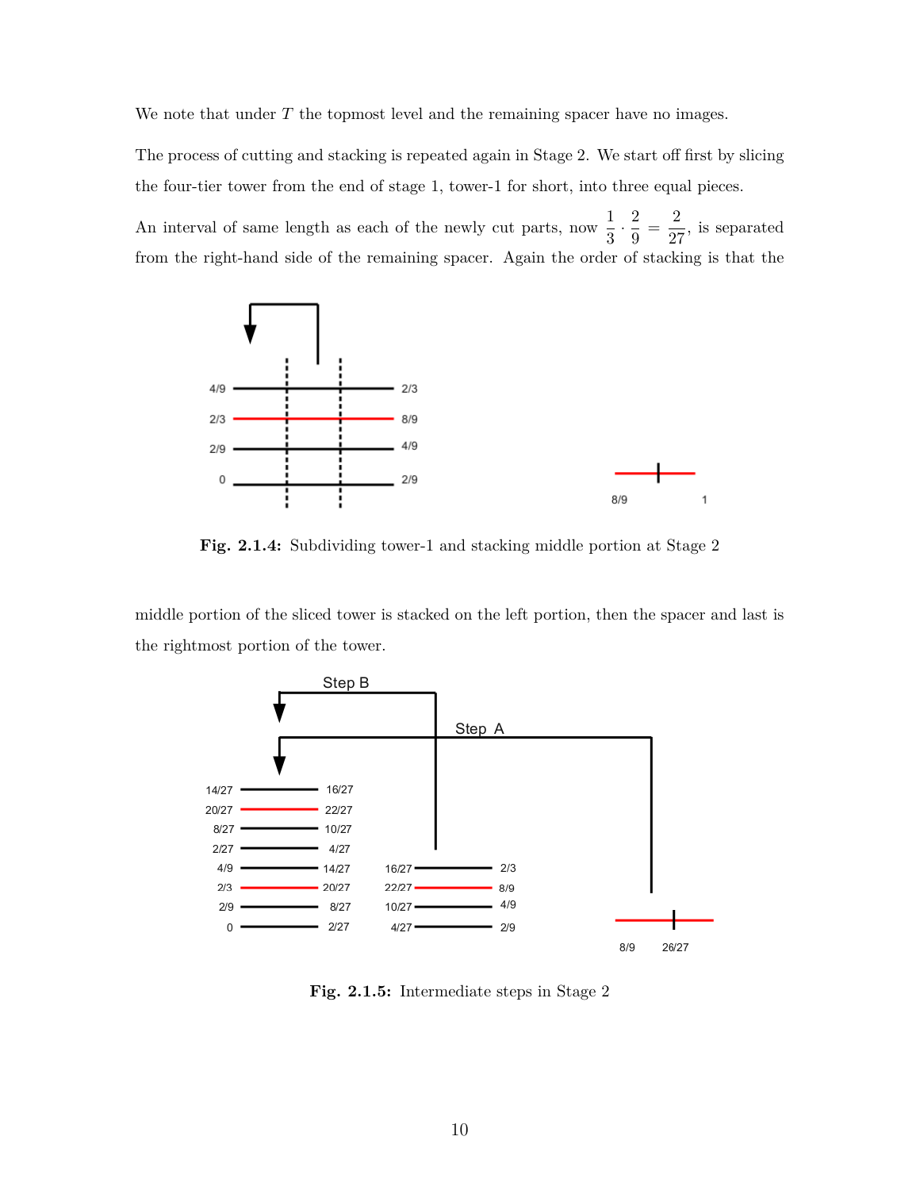We note that under $T$ the topmost level and the remaining spacer have no images.

The process of cutting and stacking is repeated again in Stage 2. We start off first by slicing the four-tier tower from the end of stage 1, tower-1 for short, into three equal pieces.

An interval of same length as each of the newly cut parts, now $\frac{1}{3} \cdot \frac{2}{9} = \frac{2}{27}$, is separated from the right-hand side of the remaining spacer. Again the order of stacking is that the

**Fig. 2.1.4:** Subdividing tower-1 and stacking middle portion at Stage 2

middle portion of the sliced tower is stacked on the left portion, then the spacer and last is the rightmost portion of the tower.

**Fig. 2.1.5:** Intermediate steps in Stage 2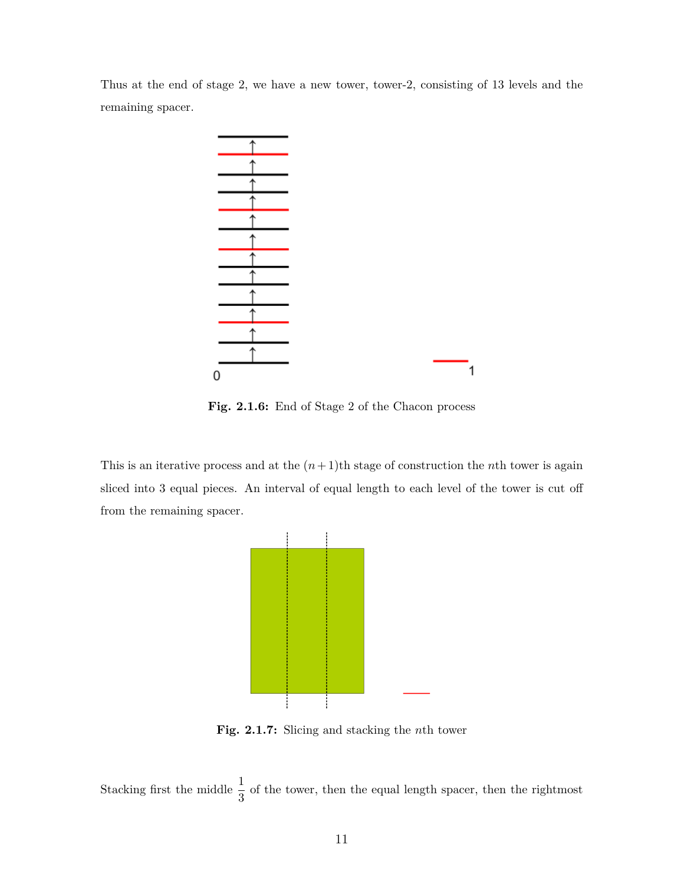Thus at the end of stage 2, we have a new tower, tower-2, consisting of 13 levels and the remaining spacer.

Fig. 2.1.6: End of Stage 2 of the Chacon process

This is an iterative process and at the $(n+1)$th stage of construction the $n$th tower is again sliced into 3 equal pieces. An interval of equal length to each level of the tower is cut off from the remaining spacer.

Fig. 2.1.7: Slicing and stacking the $n$th tower

Stacking first the middle $\frac{1}{3}$ of the tower, then the equal length spacer, then the rightmost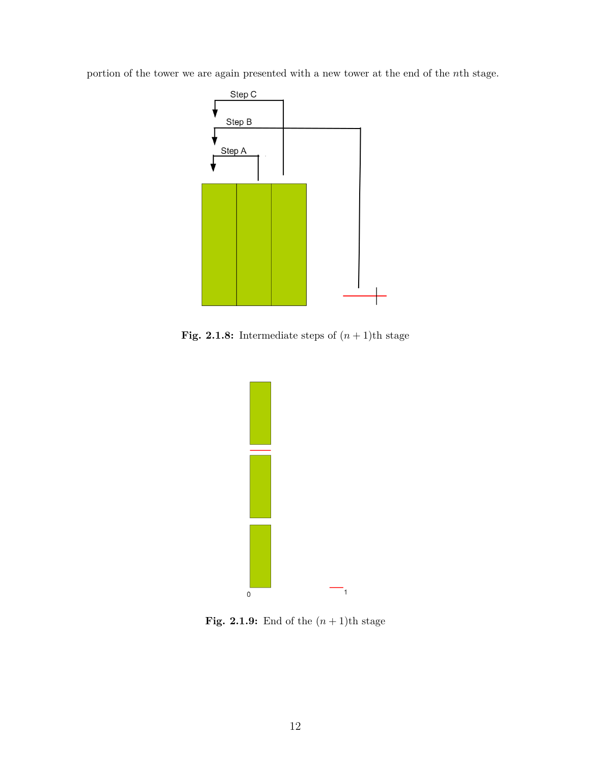portion of the tower we are again presented with a new tower at the end of the $n$th stage.

**Fig. 2.1.8:** Intermediate steps of $(n+1)$th stage

**Fig. 2.1.9:** End of the $(n+1)$th stage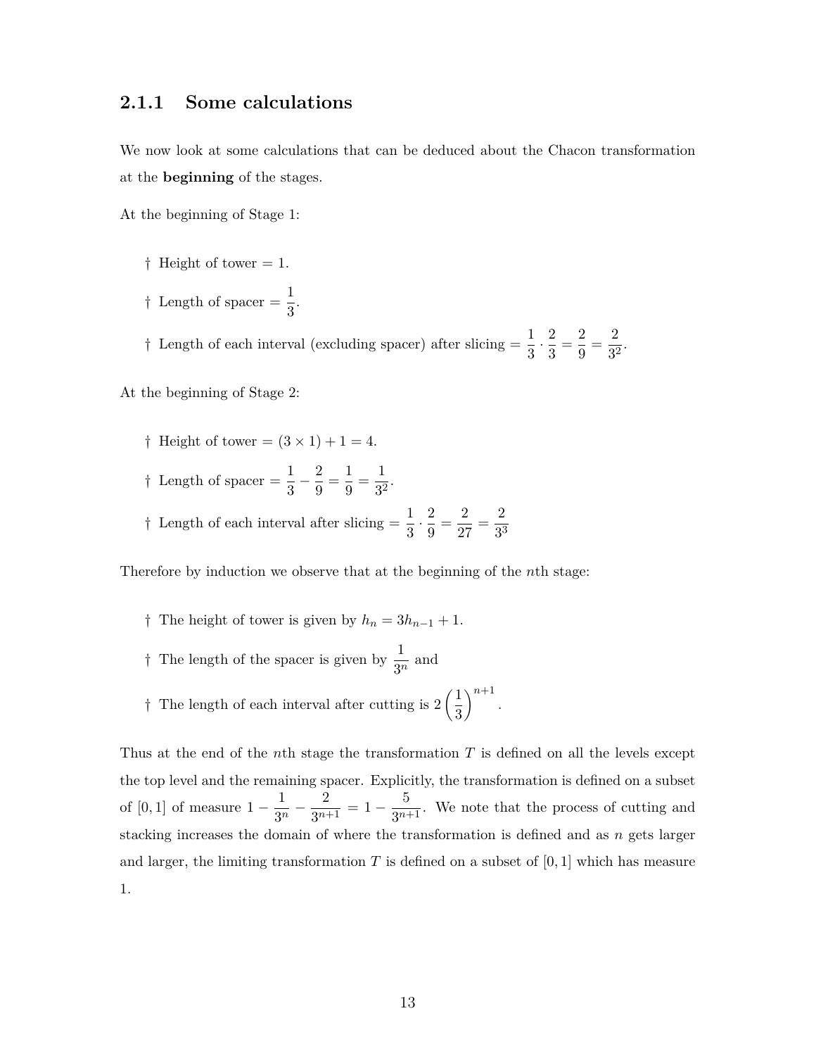### 2.1.1 Some calculations

We now look at some calculations that can be deduced about the Chacon transformation at the **beginning** of the stages.

At the beginning of Stage 1:

- † Height of tower = 1.
- † Length of spacer = $\frac{1}{3}$.
- † Length of each interval (excluding spacer) after slicing = $\frac{1}{3} \cdot \frac{2}{3} = \frac{2}{9} = \frac{2}{3^2}$.

At the beginning of Stage 2:

- † Height of tower = $(3 \times 1) + 1 = 4$.
- † Length of spacer = $\frac{1}{3} - \frac{2}{9} = \frac{1}{9} = \frac{1}{3^2}$.
- † Length of each interval after slicing = $\frac{1}{3} \cdot \frac{2}{9} = \frac{2}{27} = \frac{2}{3^3}$

Therefore by induction we observe that at the beginning of the $n$th stage:

- † The height of tower is given by $h_n = 3h_{n-1} + 1$.
- † The length of the spacer is given by $\frac{1}{3^n}$ and
- † The length of each interval after cutting is $2\left(\frac{1}{3}\right)^{n+1}$.

Thus at the end of the $n$th stage the transformation $T$ is defined on all the levels except the top level and the remaining spacer. Explicitly, the transformation is defined on a subset of $[0, 1]$ of measure $1 - \frac{1}{3^n} - \frac{2}{3^{n+1}} = 1 - \frac{5}{3^{n+1}}$. We note that the process of cutting and stacking increases the domain of where the transformation is defined and as $n$ gets larger and larger, the limiting transformation $T$ is defined on a subset of $[0, 1]$ which has measure 1.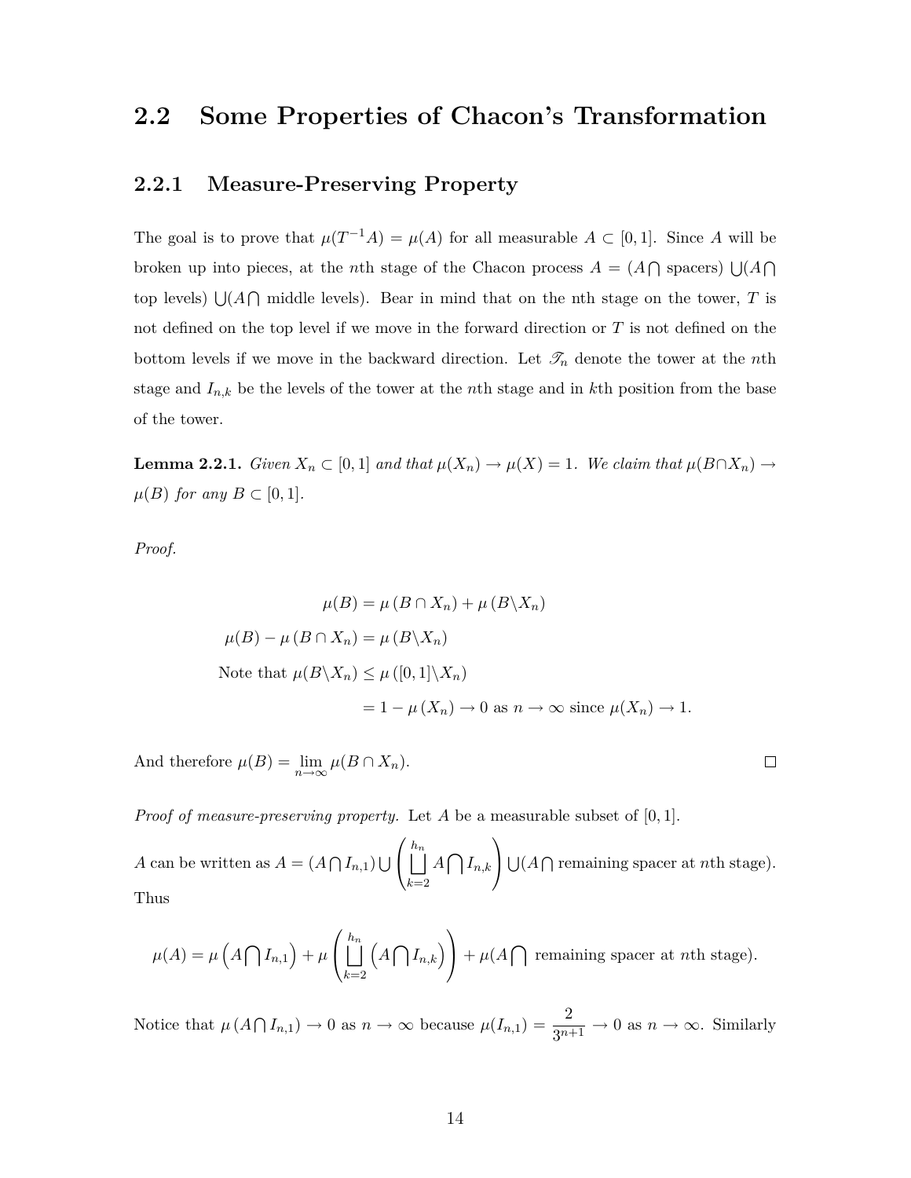## 2.2 Some Properties of Chacon's Transformation

### 2.2.1 Measure-Preserving Property

The goal is to prove that $\mu(T^{-1}A) = \mu(A)$ for all measurable $A \subset [0,1]$. Since $A$ will be broken up into pieces, at the $n$th stage of the Chacon process $A = (A \bigcap \text{ spacers}) \bigcup (A \bigcap$ top levels) $\bigcup (A \bigcap$ middle levels). Bear in mind that on the nth stage on the tower, $T$ is not defined on the top level if we move in the forward direction or $T$ is not defined on the bottom levels if we move in the backward direction. Let $\mathscr{T}_n$ denote the tower at the $n$th stage and $I_{n,k}$ be the levels of the tower at the $n$th stage and in $k$th position from the base of the tower.

**Lemma 2.2.1.** *Given $X_n \subset [0,1]$ and that $\mu(X_n) \to \mu(X) = 1$. We claim that $\mu(B \cap X_n) \to \mu(B)$ for any $B \subset [0,1]$.*

*Proof.*

$$\mu(B) = \mu(B \cap X_n) + \mu(B \backslash X_n)$$

$$\mu(B) - \mu(B \cap X_n) = \mu(B \backslash X_n)$$

$$\text{Note that } \mu(B \backslash X_n) \leq \mu([0,1] \backslash X_n)$$

$$= 1 - \mu(X_n) \to 0 \text{ as } n \to \infty \text{ since } \mu(X_n) \to 1.$$

And therefore $\mu(B) = \lim_{n \to \infty} \mu(B \cap X_n)$. ∎

*Proof of measure-preserving property.* Let $A$ be a measurable subset of $[0,1]$.

$A$ can be written as $A = (A \bigcap I_{n,1}) \bigcup \left( \bigsqcup_{k=2}^{h_n} A \bigcap I_{n,k} \right) \bigcup (A \bigcap \text{remaining spacer at } n\text{th stage})$. Thus

$$\mu(A) = \mu\left(A \bigcap I_{n,1}\right) + \mu\left( \bigsqcup_{k=2}^{h_n} \left(A \bigcap I_{n,k}\right) \right) + \mu(A \bigcap \text{ remaining spacer at } n\text{th stage}).$$

Notice that $\mu(A \bigcap I_{n,1}) \to 0$ as $n \to \infty$ because $\mu(I_{n,1}) = \dfrac{2}{3^{n+1}} \to 0$ as $n \to \infty$. Similarly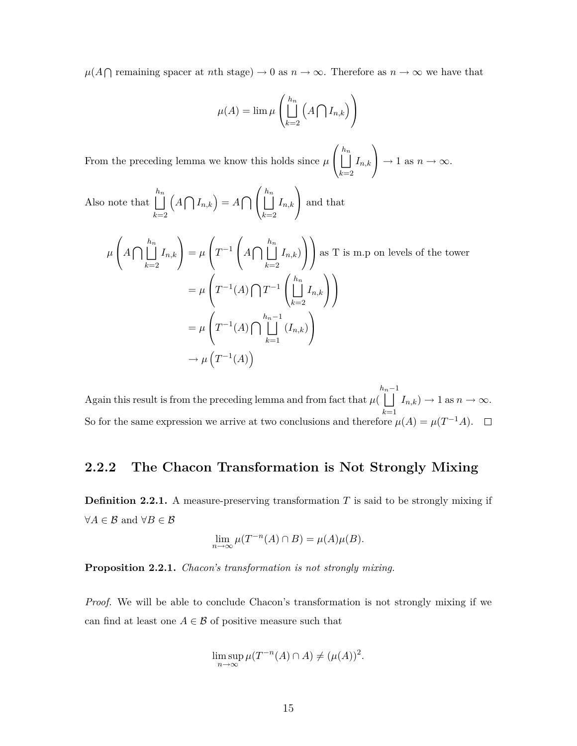$\mu(A \bigcap$ remaining spacer at $n$th stage$) \to 0$ as $n \to \infty$. Therefore as $n \to \infty$ we have that

$$\mu(A) = \lim \mu\left(\bigsqcup_{k=2}^{h_n}\left(A \bigcap I_{n,k}\right)\right)$$

From the preceding lemma we know this holds since $\mu\left(\bigsqcup_{k=2}^{h_n} I_{n,k}\right) \to 1$ as $n \to \infty$.

Also note that $\bigsqcup_{k=2}^{h_n}\left(A \bigcap I_{n,k}\right) = A \bigcap \left(\bigsqcup_{k=2}^{h_n} I_{n,k}\right)$ and that

$$\begin{aligned}
\mu\left(A \bigcap \bigsqcup_{k=2}^{h_n} I_{n,k}\right) &= \mu\left(T^{-1}\left(A \bigcap \bigsqcup_{k=2}^{h_n} I_{n,k})\right)\right) \text{ as T is m.p on levels of the tower} \\
&= \mu\left(T^{-1}(A) \bigcap T^{-1}\left(\bigsqcup_{k=2}^{h_n} I_{n,k}\right)\right) \\
&= \mu\left(T^{-1}(A) \bigcap \bigsqcup_{k=1}^{h_n - 1}(I_{n,k})\right) \\
&\to \mu\left(T^{-1}(A)\right)
\end{aligned}$$

Again this result is from the preceding lemma and from fact that $\mu(\bigsqcup_{k=1}^{h_n-1} I_{n,k}) \to 1$ as $n \to \infty$. So for the same expression we arrive at two conclusions and therefore $\mu(A) = \mu(T^{-1}A)$. $\square$

### 2.2.2 The Chacon Transformation is Not Strongly Mixing

**Definition 2.2.1.** A measure-preserving transformation $T$ is said to be strongly mixing if $\forall A \in \mathcal{B}$ and $\forall B \in \mathcal{B}$

$$\lim_{n\to\infty} \mu(T^{-n}(A) \cap B) = \mu(A)\mu(B).$$

**Proposition 2.2.1.** *Chacon's transformation is not strongly mixing.*

*Proof.* We will be able to conclude Chacon's transformation is not strongly mixing if we can find at least one $A \in \mathcal{B}$ of positive measure such that

$$\limsup_{n\to\infty} \mu(T^{-n}(A) \cap A) \neq (\mu(A))^2.$$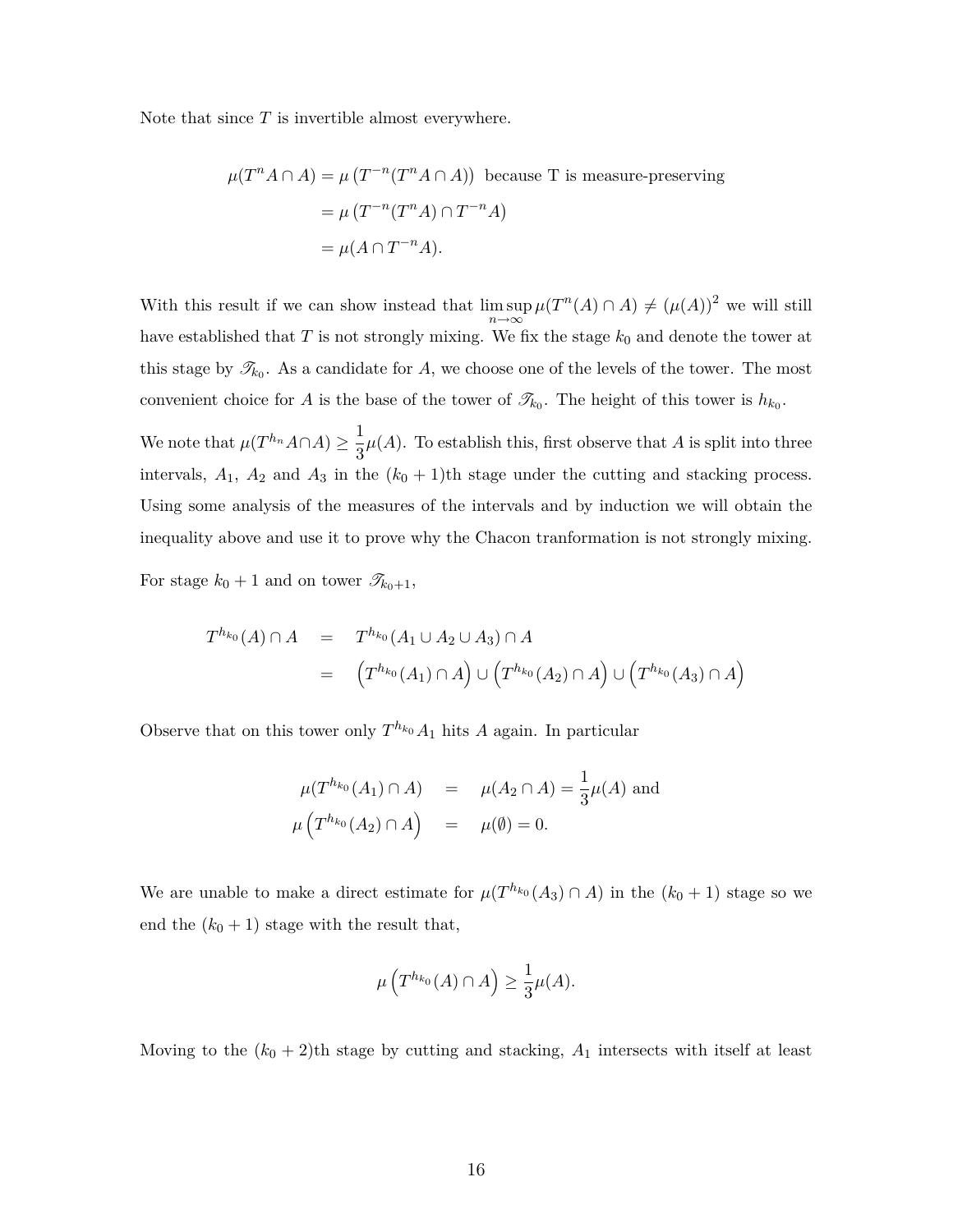Note that since $T$ is invertible almost everywhere.

$$
\begin{aligned}
\mu(T^n A \cap A) &= \mu\left(T^{-n}(T^n A \cap A)\right) \text{ because T is measure-preserving} \\
&= \mu\left(T^{-n}(T^n A) \cap T^{-n} A\right) \\
&= \mu(A \cap T^{-n} A).
\end{aligned}
$$

With this result if we can show instead that $\limsup_{n\to\infty} \mu(T^n(A) \cap A) \neq (\mu(A))^2$ we will still have established that $T$ is not strongly mixing. We fix the stage $k_0$ and denote the tower at this stage by $\mathscr{T}_{k_0}$. As a candidate for $A$, we choose one of the levels of the tower. The most convenient choice for $A$ is the base of the tower of $\mathscr{T}_{k_0}$. The height of this tower is $h_{k_0}$.

We note that $\mu(T^{h_n} A \cap A) \geq \dfrac{1}{3}\mu(A)$. To establish this, first observe that $A$ is split into three intervals, $A_1$, $A_2$ and $A_3$ in the $(k_0+1)$th stage under the cutting and stacking process. Using some analysis of the measures of the intervals and by induction we will obtain the inequality above and use it to prove why the Chacon tranformation is not strongly mixing.

For stage $k_0+1$ and on tower $\mathscr{T}_{k_0+1}$,

$$
\begin{aligned}
T^{h_{k_0}}(A) \cap A &= T^{h_{k_0}}(A_1 \cup A_2 \cup A_3) \cap A \\
&= \left(T^{h_{k_0}}(A_1) \cap A\right) \cup \left(T^{h_{k_0}}(A_2) \cap A\right) \cup \left(T^{h_{k_0}}(A_3) \cap A\right)
\end{aligned}
$$

Observe that on this tower only $T^{h_{k_0}} A_1$ hits $A$ again. In particular

$$
\begin{aligned}
\mu(T^{h_{k_0}}(A_1) \cap A) &= \mu(A_2 \cap A) = \frac{1}{3}\mu(A) \text{ and} \\
\mu\left(T^{h_{k_0}}(A_2) \cap A\right) &= \mu(\emptyset) = 0.
\end{aligned}
$$

We are unable to make a direct estimate for $\mu(T^{h_{k_0}}(A_3) \cap A)$ in the $(k_0+1)$ stage so we end the $(k_0+1)$ stage with the result that,

$$
\mu\left(T^{h_{k_0}}(A) \cap A\right) \geq \frac{1}{3}\mu(A).
$$

Moving to the $(k_0+2)$th stage by cutting and stacking, $A_1$ intersects with itself at least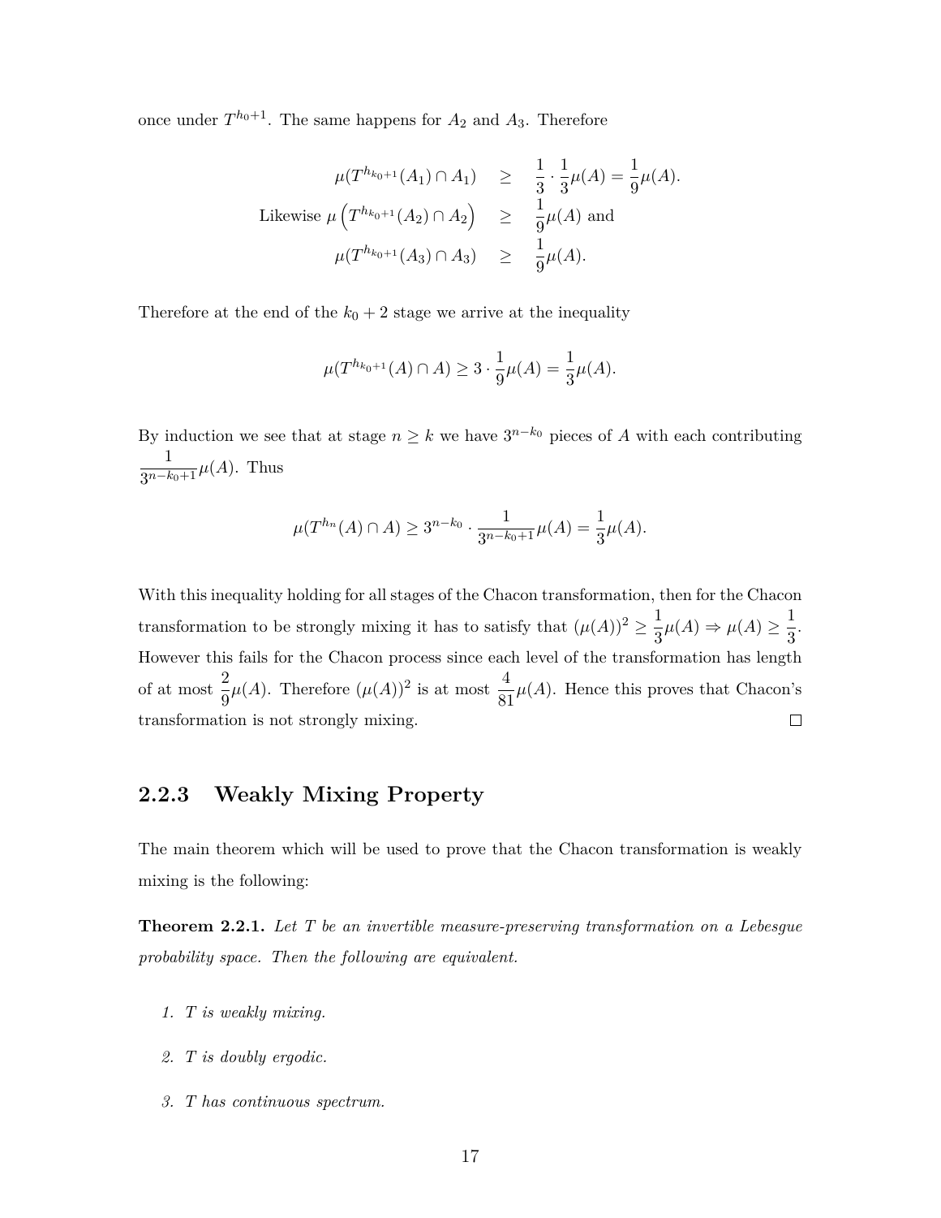once under $T^{h_0+1}$. The same happens for $A_2$ and $A_3$. Therefore

$$\begin{aligned} \mu(T^{h_{k_0+1}}(A_1) \cap A_1) &\geq \frac{1}{3} \cdot \frac{1}{3}\mu(A) = \frac{1}{9}\mu(A). \\ \text{Likewise } \mu\left(T^{h_{k_0+1}}(A_2) \cap A_2\right) &\geq \frac{1}{9}\mu(A) \text{ and} \\ \mu(T^{h_{k_0+1}}(A_3) \cap A_3) &\geq \frac{1}{9}\mu(A). \end{aligned}$$

Therefore at the end of the $k_0 + 2$ stage we arrive at the inequality

$$\mu(T^{h_{k_0+1}}(A) \cap A) \geq 3 \cdot \frac{1}{9}\mu(A) = \frac{1}{3}\mu(A).$$

By induction we see that at stage $n \geq k$ we have $3^{n-k_0}$ pieces of $A$ with each contributing $\frac{1}{3^{n-k_0+1}}\mu(A)$. Thus

$$\mu(T^{h_n}(A) \cap A) \geq 3^{n-k_0} \cdot \frac{1}{3^{n-k_0+1}}\mu(A) = \frac{1}{3}\mu(A).$$

With this inequality holding for all stages of the Chacon transformation, then for the Chacon transformation to be strongly mixing it has to satisfy that $(\mu(A))^2 \geq \frac{1}{3}\mu(A) \Rightarrow \mu(A) \geq \frac{1}{3}$. However this fails for the Chacon process since each level of the transformation has length of at most $\frac{2}{9}\mu(A)$. Therefore $(\mu(A))^2$ is at most $\frac{4}{81}\mu(A)$. Hence this proves that Chacon's transformation is not strongly mixing. □

### 2.2.3 Weakly Mixing Property

The main theorem which will be used to prove that the Chacon transformation is weakly mixing is the following:

**Theorem 2.2.1.** *Let $T$ be an invertible measure-preserving transformation on a Lebesgue probability space. Then the following are equivalent.*

1. *$T$ is weakly mixing.*
2. *$T$ is doubly ergodic.*
3. *$T$ has continuous spectrum.*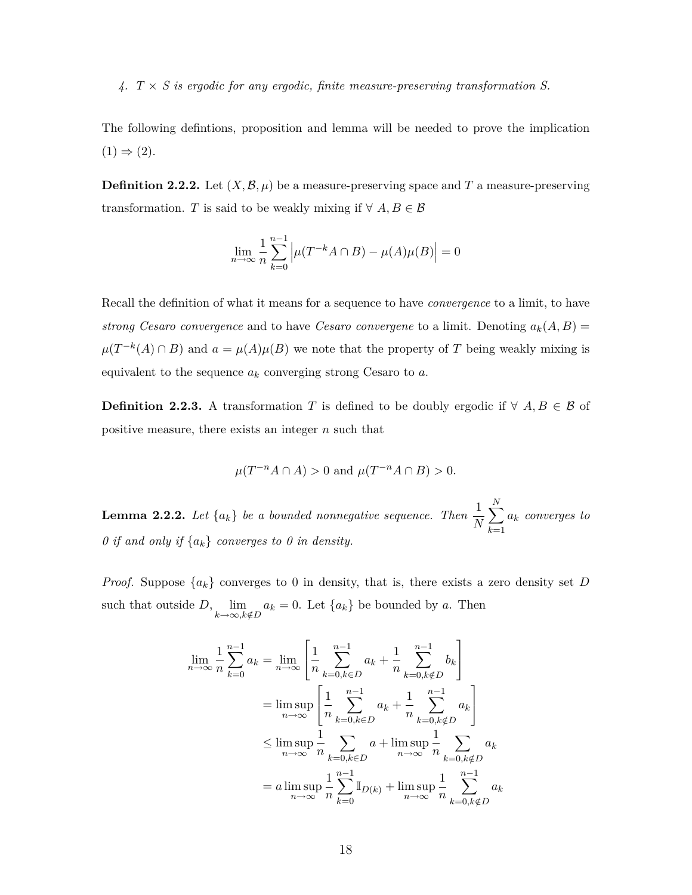*4. $T \times S$ is ergodic for any ergodic, finite measure-preserving transformation $S$.*

The following defintions, proposition and lemma will be needed to prove the implication (1) $\Rightarrow$ (2).

**Definition 2.2.2.** Let $(X, \mathcal{B}, \mu)$ be a measure-preserving space and $T$ a measure-preserving transformation. $T$ is said to be weakly mixing if $\forall\ A, B \in \mathcal{B}$

$$\lim_{n\to\infty} \frac{1}{n} \sum_{k=0}^{n-1} \left| \mu(T^{-k}A \cap B) - \mu(A)\mu(B) \right| = 0$$

Recall the definition of what it means for a sequence to have *convergence* to a limit, to have *strong Cesaro convergence* and to have *Cesaro convergene* to a limit. Denoting $a_k(A, B) = \mu(T^{-k}(A) \cap B)$ and $a = \mu(A)\mu(B)$ we note that the property of $T$ being weakly mixing is equivalent to the sequence $a_k$ converging strong Cesaro to $a$.

**Definition 2.2.3.** A transformation $T$ is defined to be doubly ergodic if $\forall\ A, B \in \mathcal{B}$ of positive measure, there exists an integer $n$ such that

$$\mu(T^{-n}A \cap A) > 0 \text{ and } \mu(T^{-n}A \cap B) > 0.$$

**Lemma 2.2.2.** *Let $\{a_k\}$ be a bounded nonnegative sequence. Then $\dfrac{1}{N}\displaystyle\sum_{k=1}^{N} a_k$ converges to 0 if and only if $\{a_k\}$ converges to 0 in density.*

*Proof.* Suppose $\{a_k\}$ converges to 0 in density, that is, there exists a zero density set $D$ such that outside $D$, $\displaystyle\lim_{k\to\infty, k\notin D} a_k = 0$. Let $\{a_k\}$ be bounded by $a$. Then

$$\begin{aligned}
\lim_{n\to\infty} \frac{1}{n} \sum_{k=0}^{n-1} a_k &= \lim_{n\to\infty} \left[ \frac{1}{n} \sum_{k=0, k\in D}^{n-1} a_k + \frac{1}{n} \sum_{k=0, k\notin D}^{n-1} b_k \right] \\
&= \limsup_{n\to\infty} \left[ \frac{1}{n} \sum_{k=0, k\in D}^{n-1} a_k + \frac{1}{n} \sum_{k=0, k\notin D}^{n-1} a_k \right] \\
&\leq \limsup_{n\to\infty} \frac{1}{n} \sum_{k=0, k\in D} a + \limsup_{n\to\infty} \frac{1}{n} \sum_{k=0, k\notin D} a_k \\
&= a \limsup_{n\to\infty} \frac{1}{n} \sum_{k=0}^{n-1} \mathbb{I}_{D(k)} + \limsup_{n\to\infty} \frac{1}{n} \sum_{k=0, k\notin D}^{n-1} a_k
\end{aligned}$$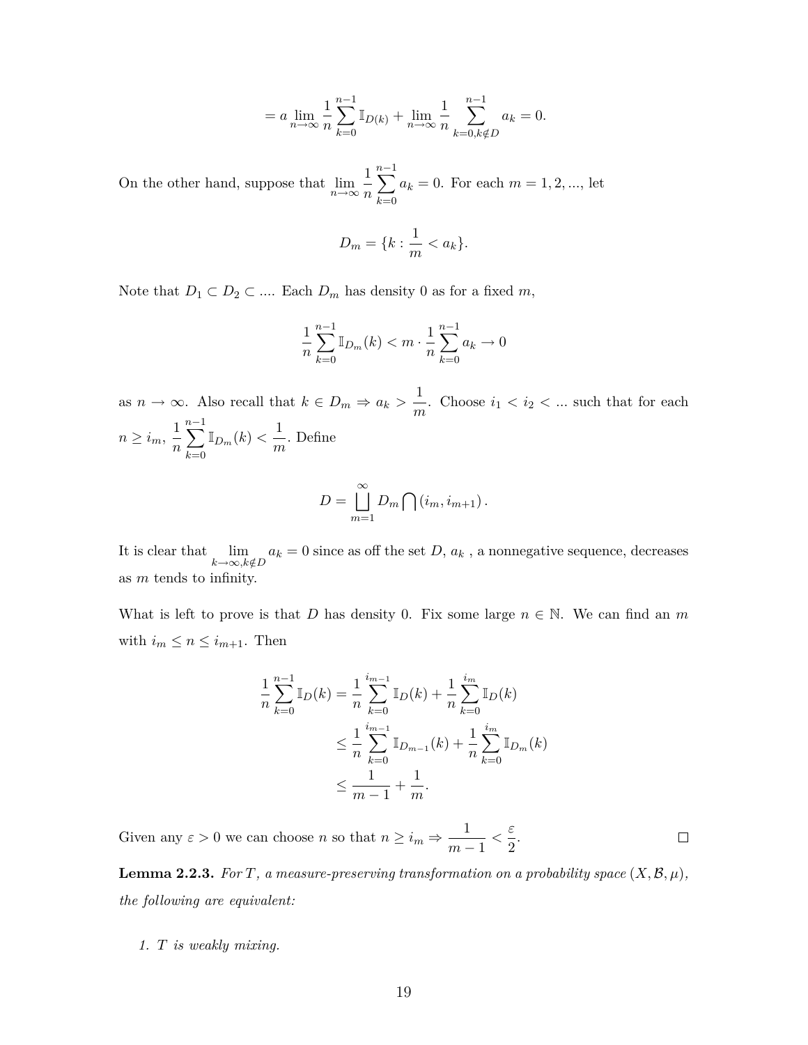$$= a \lim_{n\to\infty} \frac{1}{n} \sum_{k=0}^{n-1} \mathbb{I}_{D(k)} + \lim_{n\to\infty} \frac{1}{n} \sum_{k=0, k\notin D}^{n-1} a_k = 0.$$

On the other hand, suppose that $\lim_{n\to\infty} \frac{1}{n} \sum_{k=0}^{n-1} a_k = 0$. For each $m = 1, 2, ...$, let

$$D_m = \{k : \frac{1}{m} < a_k\}.$$

Note that $D_1 \subset D_2 \subset ....$ Each $D_m$ has density 0 as for a fixed $m$,

$$\frac{1}{n} \sum_{k=0}^{n-1} \mathbb{I}_{D_m}(k) < m \cdot \frac{1}{n} \sum_{k=0}^{n-1} a_k \to 0$$

as $n \to \infty$. Also recall that $k \in D_m \Rightarrow a_k > \frac{1}{m}$. Choose $i_1 < i_2 < ...$ such that for each $n \geq i_m$, $\frac{1}{n} \sum_{k=0}^{n-1} \mathbb{I}_{D_m}(k) < \frac{1}{m}$. Define

$$D = \bigsqcup_{m=1}^{\infty} D_m \bigcap (i_m, i_{m+1}).$$

It is clear that $\lim_{k\to\infty, k\notin D} a_k = 0$ since as off the set $D$, $a_k$ , a nonnegative sequence, decreases as $m$ tends to infinity.

What is left to prove is that $D$ has density 0. Fix some large $n \in \mathbb{N}$. We can find an $m$ with $i_m \leq n \leq i_{m+1}$. Then

$$\begin{aligned}
\frac{1}{n} \sum_{k=0}^{n-1} \mathbb{I}_D(k) &= \frac{1}{n} \sum_{k=0}^{i_{m-1}} \mathbb{I}_D(k) + \frac{1}{n} \sum_{k=0}^{i_m} \mathbb{I}_D(k) \\
&\leq \frac{1}{n} \sum_{k=0}^{i_{m-1}} \mathbb{I}_{D_{m-1}}(k) + \frac{1}{n} \sum_{k=0}^{i_m} \mathbb{I}_{D_m}(k) \\
&\leq \frac{1}{m-1} + \frac{1}{m}.
\end{aligned}$$

Given any $\varepsilon > 0$ we can choose $n$ so that $n \geq i_m \Rightarrow \frac{1}{m-1} < \frac{\varepsilon}{2}$. □

**Lemma 2.2.3.** *For $T$, a measure-preserving transformation on a probability space $(X, \mathcal{B}, \mu)$, the following are equivalent:*

1. *$T$ is weakly mixing.*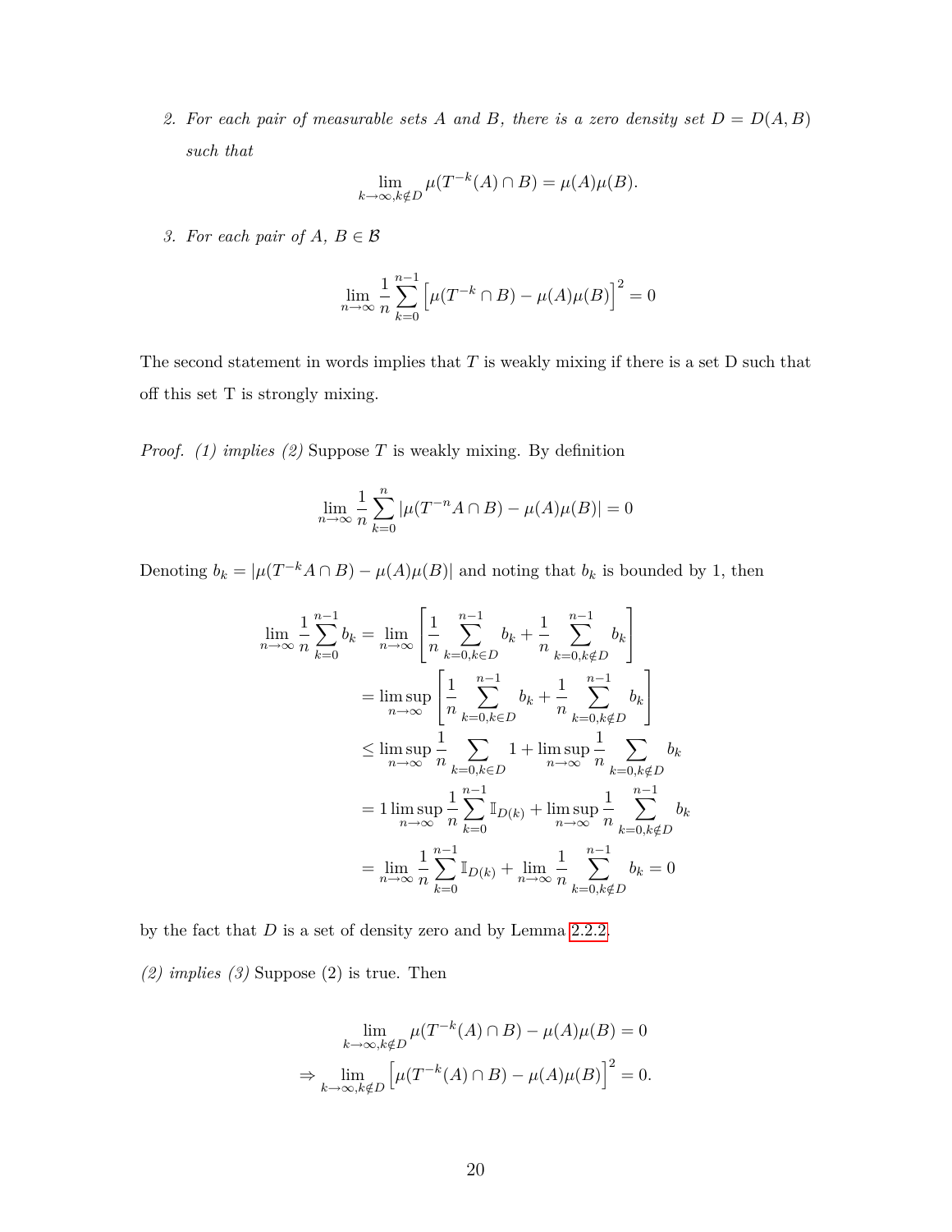2. *For each pair of measurable sets $A$ and $B$, there is a zero density set $D = D(A, B)$ such that*

$$\lim_{k\to\infty, k\notin D} \mu(T^{-k}(A) \cap B) = \mu(A)\mu(B).$$

3. *For each pair of $A$, $B \in \mathcal{B}$*

$$\lim_{n\to\infty} \frac{1}{n} \sum_{k=0}^{n-1} \Big[\mu(T^{-k} \cap B) - \mu(A)\mu(B)\Big]^2 = 0$$

The second statement in words implies that $T$ is weakly mixing if there is a set D such that off this set T is strongly mixing.

*Proof.* *(1) implies (2)* Suppose $T$ is weakly mixing. By definition

$$\lim_{n\to\infty} \frac{1}{n} \sum_{k=0}^{n} |\mu(T^{-n}A \cap B) - \mu(A)\mu(B)| = 0$$

Denoting $b_k = |\mu(T^{-k}A \cap B) - \mu(A)\mu(B)|$ and noting that $b_k$ is bounded by 1, then

$$\begin{aligned}
\lim_{n\to\infty} \frac{1}{n} \sum_{k=0}^{n-1} b_k &= \lim_{n\to\infty} \left[\frac{1}{n} \sum_{k=0, k\in D}^{n-1} b_k + \frac{1}{n} \sum_{k=0, k\notin D}^{n-1} b_k\right] \\
&= \limsup_{n\to\infty} \left[\frac{1}{n} \sum_{k=0, k\in D}^{n-1} b_k + \frac{1}{n} \sum_{k=0, k\notin D}^{n-1} b_k\right] \\
&\le \limsup_{n\to\infty} \frac{1}{n} \sum_{k=0, k\in D} 1 + \limsup_{n\to\infty} \frac{1}{n} \sum_{k=0, k\notin D} b_k \\
&= 1 \limsup_{n\to\infty} \frac{1}{n} \sum_{k=0}^{n-1} \mathbb{I}_{D(k)} + \limsup_{n\to\infty} \frac{1}{n} \sum_{k=0, k\notin D}^{n-1} b_k \\
&= \lim_{n\to\infty} \frac{1}{n} \sum_{k=0}^{n-1} \mathbb{I}_{D(k)} + \lim_{n\to\infty} \frac{1}{n} \sum_{k=0, k\notin D}^{n-1} b_k = 0
\end{aligned}$$

by the fact that $D$ is a set of density zero and by Lemma 2.2.2.

*(2) implies (3)* Suppose (2) is true. Then

$$\begin{aligned}
&\lim_{k\to\infty, k\notin D} \mu(T^{-k}(A) \cap B) - \mu(A)\mu(B) = 0 \\
\Rightarrow &\lim_{k\to\infty, k\notin D} \Big[\mu(T^{-k}(A) \cap B) - \mu(A)\mu(B)\Big]^2 = 0.
\end{aligned}$$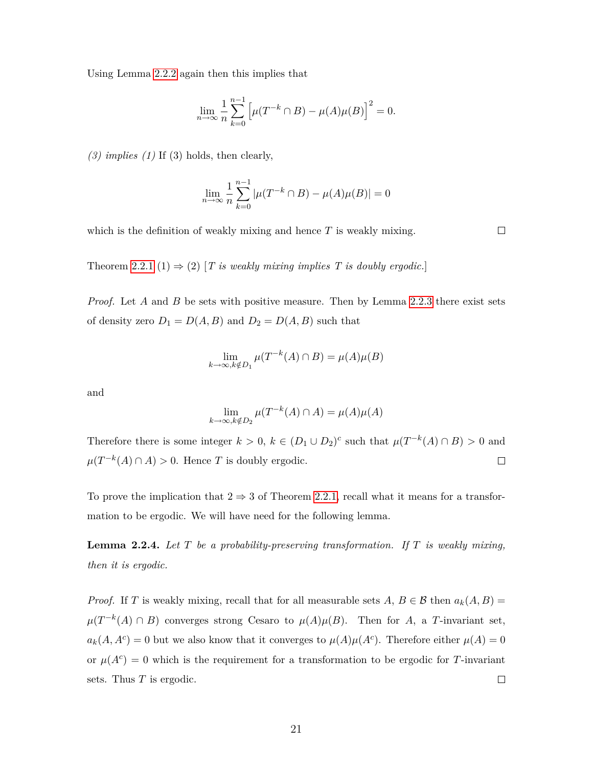Using Lemma 2.2.2 again then this implies that

$$\lim_{n\to\infty} \frac{1}{n} \sum_{k=0}^{n-1} \left[\mu(T^{-k} \cap B) - \mu(A)\mu(B)\right]^2 = 0.$$

*(3) implies (1)* If (3) holds, then clearly,

$$\lim_{n\to\infty} \frac{1}{n} \sum_{k=0}^{n-1} |\mu(T^{-k} \cap B) - \mu(A)\mu(B)| = 0$$

which is the definition of weakly mixing and hence $T$ is weakly mixing. □

Theorem 2.2.1 (1) ⇒ (2) [*T is weakly mixing implies T is doubly ergodic.*]

*Proof.* Let $A$ and $B$ be sets with positive measure. Then by Lemma 2.2.3 there exist sets of density zero $D_1 = D(A, B)$ and $D_2 = D(A, B)$ such that

$$\lim_{k\to\infty, k\notin D_1} \mu(T^{-k}(A) \cap B) = \mu(A)\mu(B)$$

and

$$\lim_{k\to\infty, k\notin D_2} \mu(T^{-k}(A) \cap A) = \mu(A)\mu(A)$$

Therefore there is some integer $k > 0$, $k \in (D_1 \cup D_2)^c$ such that $\mu(T^{-k}(A) \cap B) > 0$ and $\mu(T^{-k}(A) \cap A) > 0$. Hence $T$ is doubly ergodic. □

To prove the implication that $2 \Rightarrow 3$ of Theorem 2.2.1, recall what it means for a transformation to be ergodic. We will have need for the following lemma.

**Lemma 2.2.4.** *Let $T$ be a probability-preserving transformation. If $T$ is weakly mixing, then it is ergodic.*

*Proof.* If $T$ is weakly mixing, recall that for all measurable sets $A$, $B \in \mathcal{B}$ then $a_k(A, B) = \mu(T^{-k}(A) \cap B)$ converges strong Cesaro to $\mu(A)\mu(B)$. Then for $A$, a $T$-invariant set, $a_k(A, A^c) = 0$ but we also know that it converges to $\mu(A)\mu(A^c)$. Therefore either $\mu(A) = 0$ or $\mu(A^c) = 0$ which is the requirement for a transformation to be ergodic for $T$-invariant sets. Thus $T$ is ergodic. □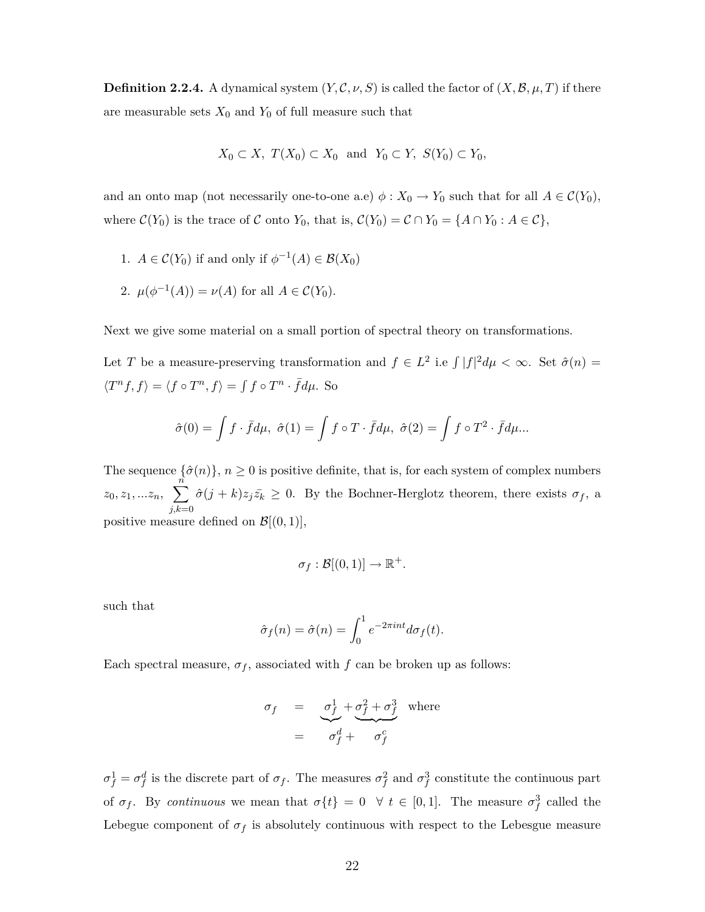**Definition 2.2.4.** A dynamical system $(Y, \mathcal{C}, \nu, S)$ is called the factor of $(X, \mathcal{B}, \mu, T)$ if there are measurable sets $X_0$ and $Y_0$ of full measure such that

$$X_0 \subset X,\ T(X_0) \subset X_0 \ \text{ and } \ Y_0 \subset Y,\ S(Y_0) \subset Y_0,$$

and an onto map (not necessarily one-to-one a.e) $\phi : X_0 \to Y_0$ such that for all $A \in \mathcal{C}(Y_0)$, where $\mathcal{C}(Y_0)$ is the trace of $\mathcal{C}$ onto $Y_0$, that is, $\mathcal{C}(Y_0) = \mathcal{C} \cap Y_0 = \{A \cap Y_0 : A \in \mathcal{C}\}$,

1. $A \in \mathcal{C}(Y_0)$ if and only if $\phi^{-1}(A) \in \mathcal{B}(X_0)$
2. $\mu(\phi^{-1}(A)) = \nu(A)$ for all $A \in \mathcal{C}(Y_0)$.

Next we give some material on a small portion of spectral theory on transformations.

Let $T$ be a measure-preserving transformation and $f \in L^2$ i.e $\int |f|^2 d\mu < \infty$. Set $\hat{\sigma}(n) = \langle T^n f, f \rangle = \langle f \circ T^n, f \rangle = \int f \circ T^n \cdot \bar{f} d\mu$. So

$$\hat{\sigma}(0) = \int f \cdot \bar{f} d\mu,\ \hat{\sigma}(1) = \int f \circ T \cdot \bar{f} d\mu,\ \hat{\sigma}(2) = \int f \circ T^2 \cdot \bar{f} d\mu ...$$

The sequence $\{\hat{\sigma}(n)\}$, $n \geq 0$ is positive definite, that is, for each system of complex numbers $z_0, z_1, ... z_n$, $\sum_{j,k=0}^{n} \hat{\sigma}(j+k) z_j \bar{z_k} \geq 0$. By the Bochner-Herglotz theorem, there exists $\sigma_f$, a positive measure defined on $\mathcal{B}[(0,1)]$,

$$\sigma_f : \mathcal{B}[(0,1)] \to \mathbb{R}^+.$$

such that

$$\hat{\sigma}_f(n) = \hat{\sigma}(n) = \int_0^1 e^{-2\pi i n t} d\sigma_f(t).$$

Each spectral measure, $\sigma_f$, associated with $f$ can be broken up as follows:

$$\begin{aligned} \sigma_f &= \underbrace{\sigma_f^1}_{} + \underbrace{\sigma_f^2 + \sigma_f^3}_{} \quad \text{where} \\ &= \quad \sigma_f^d + \quad \sigma_f^c \end{aligned}$$

$\sigma_f^1 = \sigma_f^d$ is the discrete part of $\sigma_f$. The measures $\sigma_f^2$ and $\sigma_f^3$ constitute the continuous part of $\sigma_f$. By *continuous* we mean that $\sigma\{t\} = 0 \ \ \forall\ t \in [0,1]$. The measure $\sigma_f^3$ called the Lebegue component of $\sigma_f$ is absolutely continuous with respect to the Lebesgue measure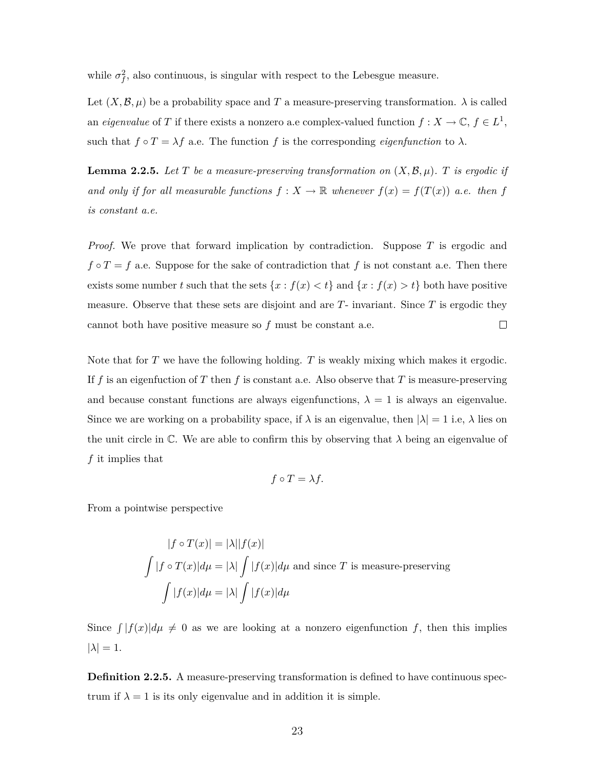while $\sigma_f^2$, also continuous, is singular with respect to the Lebesgue measure.

Let $(X, \mathcal{B}, \mu)$ be a probability space and $T$ a measure-preserving transformation. $\lambda$ is called an *eigenvalue* of $T$ if there exists a nonzero a.e complex-valued function $f : X \to \mathbb{C}$, $f \in L^1$, such that $f \circ T = \lambda f$ a.e. The function $f$ is the corresponding *eigenfunction* to $\lambda$.

**Lemma 2.2.5.** *Let $T$ be a measure-preserving transformation on $(X, \mathcal{B}, \mu)$. $T$ is ergodic if and only if for all measurable functions $f : X \to \mathbb{R}$ whenever $f(x) = f(T(x))$ a.e. then $f$ is constant a.e.*

*Proof.* We prove that forward implication by contradiction. Suppose $T$ is ergodic and $f \circ T = f$ a.e. Suppose for the sake of contradiction that $f$ is not constant a.e. Then there exists some number $t$ such that the sets $\{x : f(x) < t\}$ and $\{x : f(x) > t\}$ both have positive measure. Observe that these sets are disjoint and are $T$- invariant. Since $T$ is ergodic they cannot both have positive measure so $f$ must be constant a.e. $\square$

Note that for $T$ we have the following holding. $T$ is weakly mixing which makes it ergodic. If $f$ is an eigenfuction of $T$ then $f$ is constant a.e. Also observe that $T$ is measure-preserving and because constant functions are always eigenfunctions, $\lambda = 1$ is always an eigenvalue. Since we are working on a probability space, if $\lambda$ is an eigenvalue, then $|\lambda| = 1$ i.e, $\lambda$ lies on the unit circle in $\mathbb{C}$. We are able to confirm this by observing that $\lambda$ being an eigenvalue of $f$ it implies that

$$f \circ T = \lambda f.$$

From a pointwise perspective

$$\begin{aligned}
|f \circ T(x)| &= |\lambda||f(x)| \\
\int |f \circ T(x)| d\mu &= |\lambda| \int |f(x)| d\mu \text{ and since } T \text{ is measure-preserving} \\
\int |f(x)| d\mu &= |\lambda| \int |f(x)| d\mu
\end{aligned}$$

Since $\int |f(x)| d\mu \neq 0$ as we are looking at a nonzero eigenfunction $f$, then this implies $|\lambda| = 1$.

**Definition 2.2.5.** A measure-preserving transformation is defined to have continuous spectrum if $\lambda = 1$ is its only eigenvalue and in addition it is simple.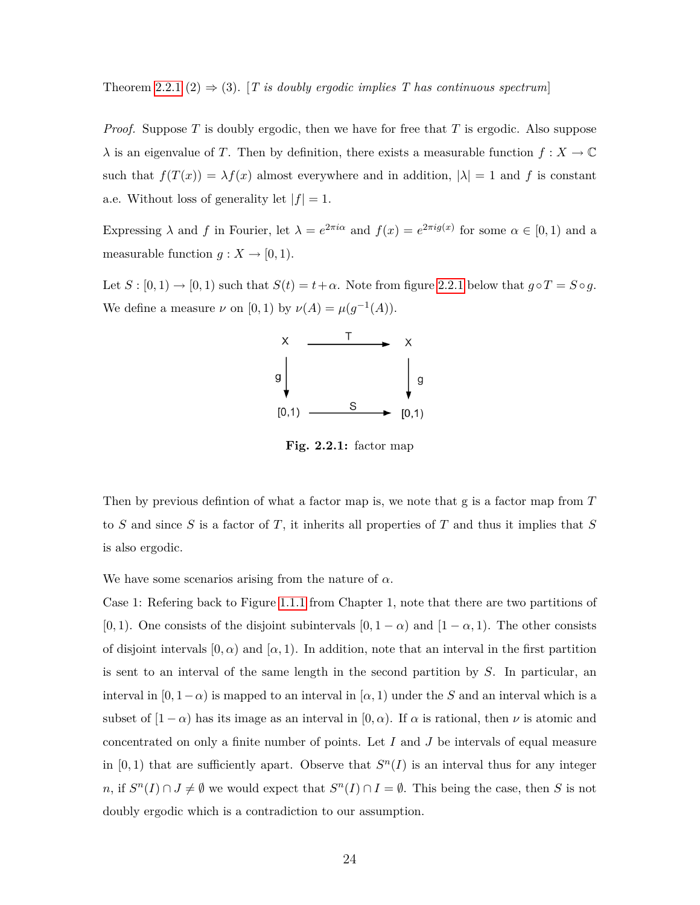Theorem 2.2.1 (2) $\Rightarrow$ (3). [*T is doubly ergodic implies T has continuous spectrum*]

*Proof.* Suppose $T$ is doubly ergodic, then we have for free that $T$ is ergodic. Also suppose $\lambda$ is an eigenvalue of $T$. Then by definition, there exists a measurable function $f : X \to \mathbb{C}$ such that $f(T(x)) = \lambda f(x)$ almost everywhere and in addition, $|\lambda| = 1$ and $f$ is constant a.e. Without loss of generality let $|f| = 1$.

Expressing $\lambda$ and $f$ in Fourier, let $\lambda = e^{2\pi i\alpha}$ and $f(x) = e^{2\pi i g(x)}$ for some $\alpha \in [0, 1)$ and a measurable function $g : X \to [0, 1)$.

Let $S : [0, 1) \to [0, 1)$ such that $S(t) = t + \alpha$. Note from figure 2.2.1 below that $g \circ T = S \circ g$. We define a measure $\nu$ on $[0, 1)$ by $\nu(A) = \mu(g^{-1}(A))$.

$$
\begin{array}{ccc}
X & \xrightarrow{\quad T \quad} & X \\
\downarrow g & & \downarrow g \\
[0,1) & \xrightarrow{\quad S \quad} & [0,1)
\end{array}
$$

**Fig. 2.2.1:** factor map

Then by previous defintion of what a factor map is, we note that g is a factor map from $T$ to $S$ and since $S$ is a factor of $T$, it inherits all properties of $T$ and thus it implies that $S$ is also ergodic.

We have some scenarios arising from the nature of $\alpha$.

Case 1: Refering back to Figure 1.1.1 from Chapter 1, note that there are two partitions of $[0, 1)$. One consists of the disjoint subintervals $[0, 1 - \alpha)$ and $[1 - \alpha, 1)$. The other consists of disjoint intervals $[0, \alpha)$ and $[\alpha, 1)$. In addition, note that an interval in the first partition is sent to an interval of the same length in the second partition by $S$. In particular, an interval in $[0, 1 - \alpha)$ is mapped to an interval in $[\alpha, 1)$ under the $S$ and an interval which is a subset of $[1 - \alpha)$ has its image as an interval in $[0, \alpha)$. If $\alpha$ is rational, then $\nu$ is atomic and concentrated on only a finite number of points. Let $I$ and $J$ be intervals of equal measure in $[0, 1)$ that are sufficiently apart. Observe that $S^n(I)$ is an interval thus for any integer $n$, if $S^n(I) \cap J \neq \emptyset$ we would expect that $S^n(I) \cap I = \emptyset$. This being the case, then $S$ is not doubly ergodic which is a contradiction to our assumption.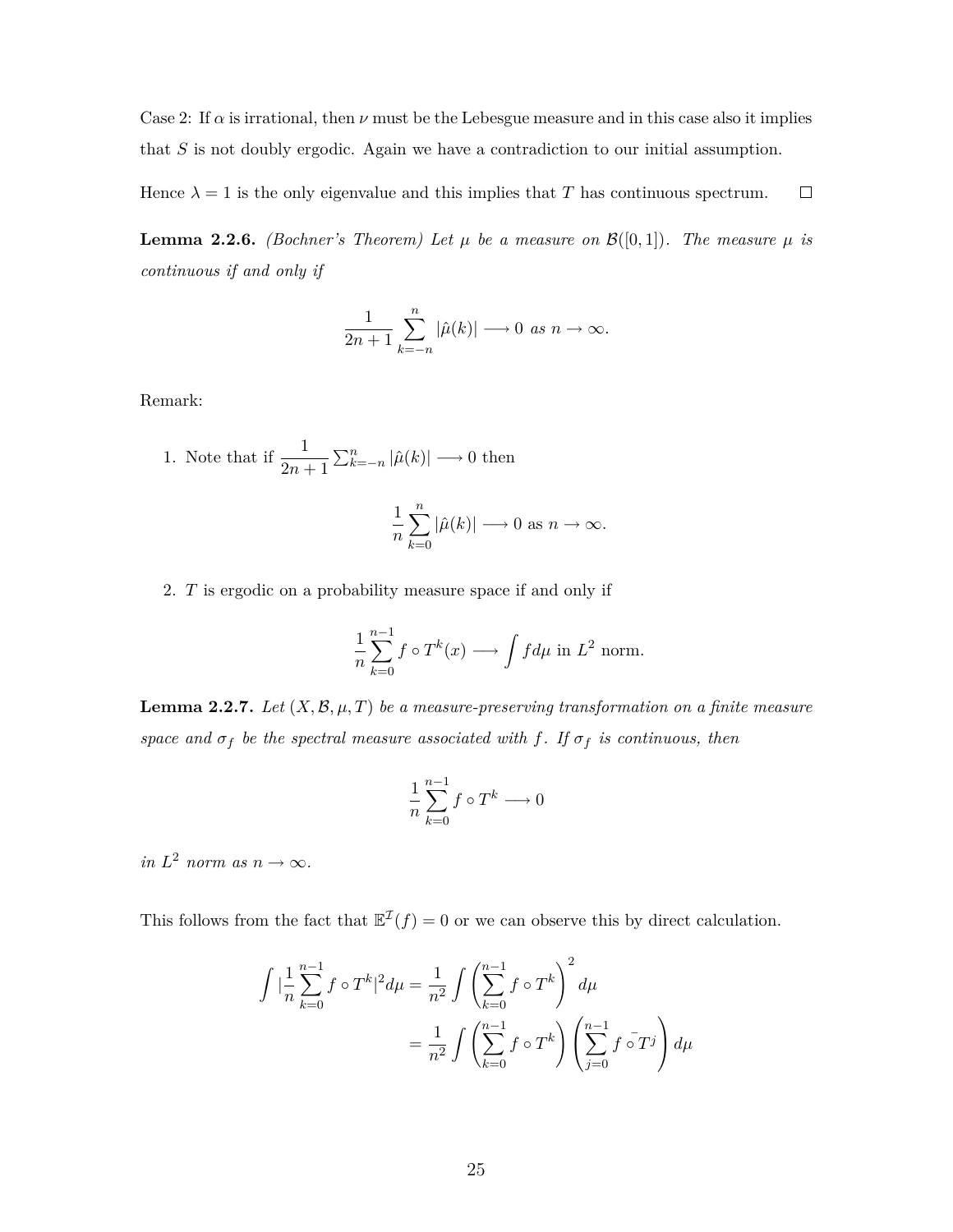Case 2: If $\alpha$ is irrational, then $\nu$ must be the Lebesgue measure and in this case also it implies that $S$ is not doubly ergodic. Again we have a contradiction to our initial assumption.

Hence $\lambda = 1$ is the only eigenvalue and this implies that $T$ has continuous spectrum. $\square$

**Lemma 2.2.6.** *(Bochner's Theorem) Let $\mu$ be a measure on $\mathcal{B}([0,1])$. The measure $\mu$ is continuous if and only if*

$$\frac{1}{2n+1}\sum_{k=-n}^{n}|\hat{\mu}(k)| \longrightarrow 0 \text{ as } n \to \infty.$$

Remark:

1. Note that if $\dfrac{1}{2n+1}\sum_{k=-n}^{n}|\hat{\mu}(k)| \longrightarrow 0$ then

$$\frac{1}{n}\sum_{k=0}^{n}|\hat{\mu}(k)| \longrightarrow 0 \text{ as } n \to \infty.$$

2. $T$ is ergodic on a probability measure space if and only if

$$\frac{1}{n}\sum_{k=0}^{n-1} f\circ T^k(x) \longrightarrow \int f d\mu \text{ in } L^2 \text{ norm.}$$

**Lemma 2.2.7.** *Let $(X, \mathcal{B}, \mu, T)$ be a measure-preserving transformation on a finite measure space and $\sigma_f$ be the spectral measure associated with $f$. If $\sigma_f$ is continuous, then*

$$\frac{1}{n}\sum_{k=0}^{n-1} f\circ T^k \longrightarrow 0$$

*in $L^2$ norm as $n \to \infty$.*

This follows from the fact that $\mathbb{E}^{\mathcal{I}}(f) = 0$ or we can observe this by direct calculation.

$$\begin{aligned}
\int |\frac{1}{n}\sum_{k=0}^{n-1} f\circ T^k|^2 d\mu &= \frac{1}{n^2}\int\left(\sum_{k=0}^{n-1} f\circ T^k\right)^2 d\mu \\
&= \frac{1}{n^2}\int\left(\sum_{k=0}^{n-1} f\circ T^k\right)\left(\sum_{j=0}^{n-1} \bar{f}\circ T^j\right) d\mu
\end{aligned}$$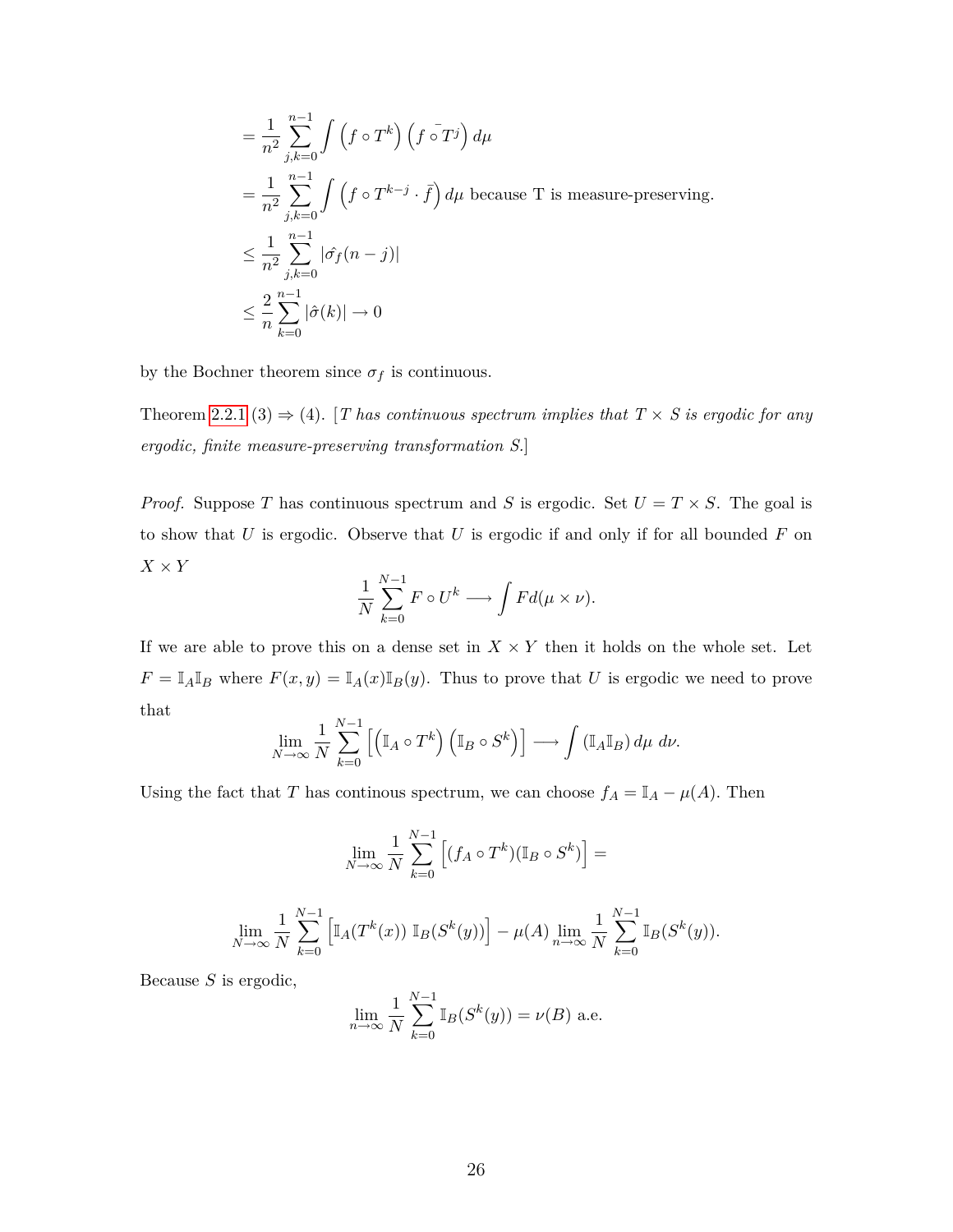$$
\begin{aligned}
&= \frac{1}{n^2}\sum_{j,k=0}^{n-1}\int \left(f\circ T^k\right)\left(\bar{f\circ T^j}\right)d\mu \\
&= \frac{1}{n^2}\sum_{j,k=0}^{n-1}\int \left(f\circ T^{k-j}\cdot \bar{f}\right)d\mu \text{ because T is measure-preserving.} \\
&\leq \frac{1}{n^2}\sum_{j,k=0}^{n-1}|\hat{\sigma_f}(n-j)| \\
&\leq \frac{2}{n}\sum_{k=0}^{n-1}|\hat{\sigma}(k)| \to 0
\end{aligned}
$$

by the Bochner theorem since $\sigma_f$ is continuous.

Theorem 2.2.1 (3) $\Rightarrow$ (4). [*$T$ has continuous spectrum implies that $T\times S$ is ergodic for any ergodic, finite measure-preserving transformation $S$.*]

*Proof.* Suppose $T$ has continuous spectrum and $S$ is ergodic. Set $U = T\times S$. The goal is to show that $U$ is ergodic. Observe that $U$ is ergodic if and only if for all bounded $F$ on $X\times Y$

$$
\frac{1}{N}\sum_{k=0}^{N-1} F\circ U^k \longrightarrow \int F d(\mu\times\nu).
$$

If we are able to prove this on a dense set in $X\times Y$ then it holds on the whole set. Let $F = \mathbb{I}_A\mathbb{I}_B$ where $F(x,y) = \mathbb{I}_A(x)\mathbb{I}_B(y)$. Thus to prove that $U$ is ergodic we need to prove that

$$
\lim_{N\to\infty}\frac{1}{N}\sum_{k=0}^{N-1}\left[\left(\mathbb{I}_A\circ T^k\right)\left(\mathbb{I}_B\circ S^k\right)\right] \longrightarrow \int \left(\mathbb{I}_A\mathbb{I}_B\right)d\mu\; d\nu.
$$

Using the fact that $T$ has continous spectrum, we can choose $f_A = \mathbb{I}_A - \mu(A)$. Then

$$
\lim_{N\to\infty}\frac{1}{N}\sum_{k=0}^{N-1}\left[(f_A\circ T^k)(\mathbb{I}_B\circ S^k)\right] =
$$

$$
\lim_{N\to\infty}\frac{1}{N}\sum_{k=0}^{N-1}\left[\mathbb{I}_A(T^k(x))\;\mathbb{I}_B(S^k(y))\right] - \mu(A)\lim_{n\to\infty}\frac{1}{N}\sum_{k=0}^{N-1}\mathbb{I}_B(S^k(y)).
$$

Because $S$ is ergodic,

$$
\lim_{n\to\infty}\frac{1}{N}\sum_{k=0}^{N-1}\mathbb{I}_B(S^k(y)) = \nu(B) \text{ a.e.}
$$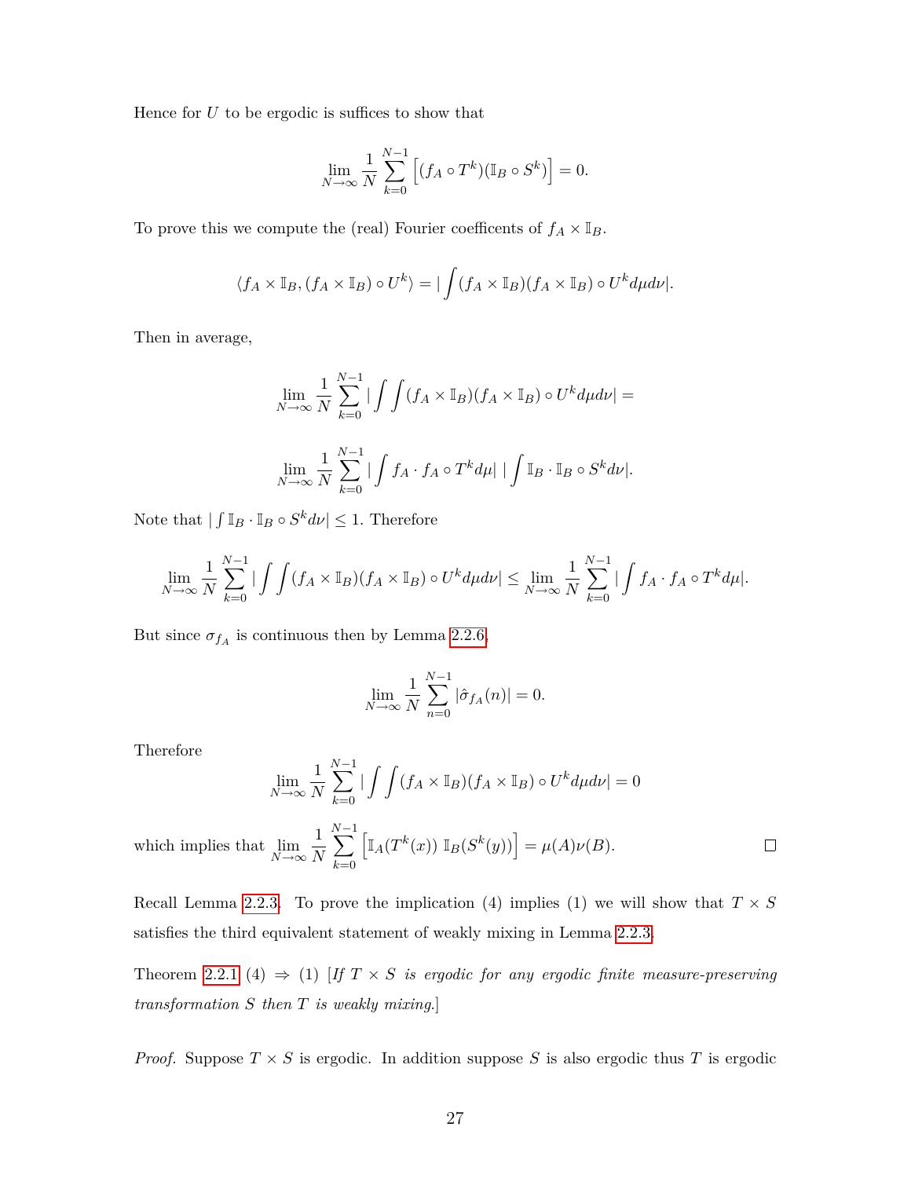Hence for $U$ to be ergodic is suffices to show that

$$\lim_{N\to\infty} \frac{1}{N} \sum_{k=0}^{N-1} \Big[ (f_A \circ T^k)(\mathbb{I}_B \circ S^k) \Big] = 0.$$

To prove this we compute the (real) Fourier coefficents of $f_A \times \mathbb{I}_B$.

$$\langle f_A \times \mathbb{I}_B, (f_A \times \mathbb{I}_B) \circ U^k \rangle = | \int (f_A \times \mathbb{I}_B)(f_A \times \mathbb{I}_B) \circ U^k d\mu d\nu |.$$

Then in average,

$$\lim_{N\to\infty} \frac{1}{N} \sum_{k=0}^{N-1} | \int \int (f_A \times \mathbb{I}_B)(f_A \times \mathbb{I}_B) \circ U^k d\mu d\nu | =$$

$$\lim_{N\to\infty} \frac{1}{N} \sum_{k=0}^{N-1} | \int f_A \cdot f_A \circ T^k d\mu | \; | \int \mathbb{I}_B \cdot \mathbb{I}_B \circ S^k d\nu |.$$

Note that $| \int \mathbb{I}_B \cdot \mathbb{I}_B \circ S^k d\nu | \leq 1$. Therefore

$$\lim_{N\to\infty} \frac{1}{N} \sum_{k=0}^{N-1} | \int \int (f_A \times \mathbb{I}_B)(f_A \times \mathbb{I}_B) \circ U^k d\mu d\nu | \leq \lim_{N\to\infty} \frac{1}{N} \sum_{k=0}^{N-1} | \int f_A \cdot f_A \circ T^k d\mu |.$$

But since $\sigma_{f_A}$ is continuous then by Lemma 2.2.6,

$$\lim_{N\to\infty} \frac{1}{N} \sum_{n=0}^{N-1} |\hat{\sigma}_{f_A}(n)| = 0.$$

Therefore

$$\lim_{N\to\infty} \frac{1}{N} \sum_{k=0}^{N-1} | \int \int (f_A \times \mathbb{I}_B)(f_A \times \mathbb{I}_B) \circ U^k d\mu d\nu | = 0$$

which implies that $\displaystyle\lim_{N\to\infty} \frac{1}{N} \sum_{k=0}^{N-1} \Big[ \mathbb{I}_A(T^k(x)) \; \mathbb{I}_B(S^k(y)) \Big] = \mu(A)\nu(B).$ □

Recall Lemma 2.2.3. To prove the implication (4) implies (1) we will show that $T \times S$ satisfies the third equivalent statement of weakly mixing in Lemma 2.2.3.

Theorem 2.2.1 (4) $\Rightarrow$ (1) [*If $T \times S$ is ergodic for any ergodic finite measure-preserving transformation $S$ then $T$ is weakly mixing.*]

*Proof.* Suppose $T \times S$ is ergodic. In addition suppose $S$ is also ergodic thus $T$ is ergodic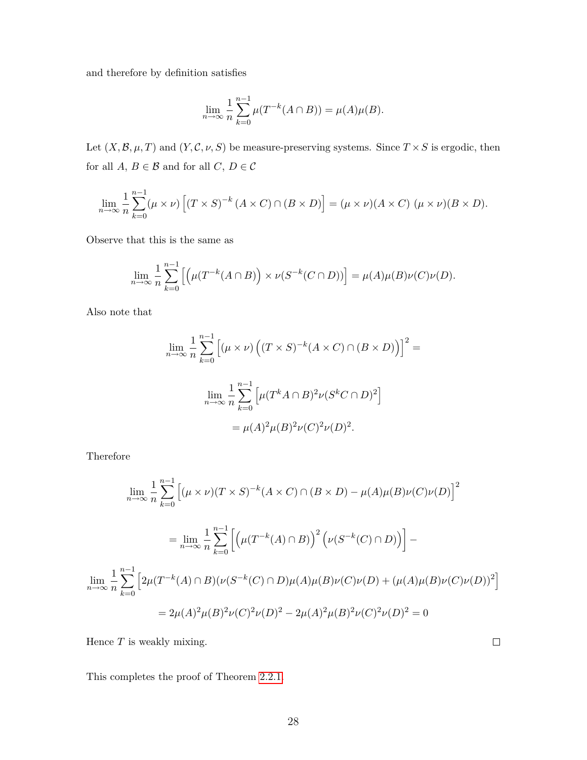and therefore by definition satisfies

$$\lim_{n\to\infty} \frac{1}{n}\sum_{k=0}^{n-1} \mu(T^{-k}(A\cap B)) = \mu(A)\mu(B).$$

Let $(X, \mathcal{B}, \mu, T)$ and $(Y, \mathcal{C}, \nu, S)$ be measure-preserving systems. Since $T \times S$ is ergodic, then for all $A$, $B \in \mathcal{B}$ and for all $C$, $D \in \mathcal{C}$

$$\lim_{n\to\infty} \frac{1}{n}\sum_{k=0}^{n-1} (\mu\times\nu)\left[(T\times S)^{-k}(A\times C)\cap(B\times D)\right] = (\mu\times\nu)(A\times C)\ (\mu\times\nu)(B\times D).$$

Observe that this is the same as

$$\lim_{n\to\infty} \frac{1}{n}\sum_{k=0}^{n-1} \left[\Big(\mu(T^{-k}(A\cap B)\Big) \times \nu(S^{-k}(C\cap D))\right] = \mu(A)\mu(B)\nu(C)\nu(D).$$

Also note that

$$\lim_{n\to\infty} \frac{1}{n}\sum_{k=0}^{n-1} \left[(\mu\times\nu)\Big((T\times S)^{-k}(A\times C)\cap(B\times D)\Big)\right]^2 =$$

$$\lim_{n\to\infty} \frac{1}{n}\sum_{k=0}^{n-1} \left[\mu(T^kA\cap B)^2\nu(S^kC\cap D)^2\right]$$

$$= \mu(A)^2\mu(B)^2\nu(C)^2\nu(D)^2.$$

Therefore

$$\lim_{n\to\infty} \frac{1}{n}\sum_{k=0}^{n-1} \left[(\mu\times\nu)(T\times S)^{-k}(A\times C)\cap(B\times D) - \mu(A)\mu(B)\nu(C)\nu(D)\right]^2$$

$$= \lim_{n\to\infty} \frac{1}{n}\sum_{k=0}^{n-1} \left[\Big(\mu(T^{-k}(A)\cap B)\Big)^2\Big(\nu(S^{-k}(C)\cap D)\Big)\right] -$$

$$\lim_{n\to\infty} \frac{1}{n}\sum_{k=0}^{n-1} \left[2\mu(T^{-k}(A)\cap B)(\nu(S^{-k}(C)\cap D)\mu(A)\mu(B)\nu(C)\nu(D) + (\mu(A)\mu(B)\nu(C)\nu(D))^2\right]$$

$$= 2\mu(A)^2\mu(B)^2\nu(C)^2\nu(D)^2 - 2\mu(A)^2\mu(B)^2\nu(C)^2\nu(D)^2 = 0$$

Hence $T$ is weakly mixing. □

This completes the proof of Theorem 2.2.1.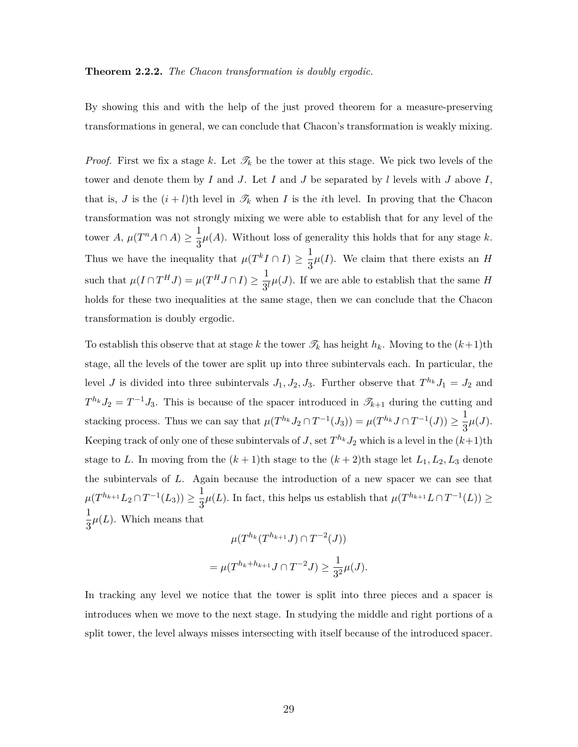**Theorem 2.2.2.** *The Chacon transformation is doubly ergodic.*

By showing this and with the help of the just proved theorem for a measure-preserving transformations in general, we can conclude that Chacon's transformation is weakly mixing.

*Proof.* First we fix a stage $k$. Let $\mathscr{T}_k$ be the tower at this stage. We pick two levels of the tower and denote them by $I$ and $J$. Let $I$ and $J$ be separated by $l$ levels with $J$ above $I$, that is, $J$ is the $(i+l)$th level in $\mathscr{T}_k$ when $I$ is the $i$th level. In proving that the Chacon transformation was not strongly mixing we were able to establish that for any level of the tower $A$, $\mu(T^n A \cap A) \geq \frac{1}{3}\mu(A)$. Without loss of generality this holds that for any stage $k$. Thus we have the inequality that $\mu(T^k I \cap I) \geq \frac{1}{3}\mu(I)$. We claim that there exists an $H$ such that $\mu(I \cap T^H J) = \mu(T^H J \cap I) \geq \frac{1}{3^l}\mu(J)$. If we are able to establish that the same $H$ holds for these two inequalities at the same stage, then we can conclude that the Chacon transformation is doubly ergodic.

To establish this observe that at stage $k$ the tower $\mathscr{T}_k$ has height $h_k$. Moving to the $(k+1)$th stage, all the levels of the tower are split up into three subintervals each. In particular, the level $J$ is divided into three subintervals $J_1, J_2, J_3$. Further observe that $T^{h_k} J_1 = J_2$ and $T^{h_k} J_2 = T^{-1} J_3$. This is because of the spacer introduced in $\mathscr{T}_{k+1}$ during the cutting and stacking process. Thus we can say that $\mu(T^{h_k} J_2 \cap T^{-1}(J_3)) = \mu(T^{h_k} J \cap T^{-1}(J)) \geq \frac{1}{3}\mu(J)$. Keeping track of only one of these subintervals of $J$, set $T^{h_k} J_2$ which is a level in the $(k+1)$th stage to $L$. In moving from the $(k+1)$th stage to the $(k+2)$th stage let $L_1, L_2, L_3$ denote the subintervals of $L$. Again because the introduction of a new spacer we can see that $\mu(T^{h_{k+1}} L_2 \cap T^{-1}(L_3)) \geq \frac{1}{3}\mu(L)$. In fact, this helps us establish that $\mu(T^{h_{k+1}} L \cap T^{-1}(L)) \geq \frac{1}{3}\mu(L)$. Which means that

$$\mu(T^{h_k}(T^{h_{k+1}} J) \cap T^{-2}(J))$$

$$= \mu(T^{h_k + h_{k+1}} J \cap T^{-2} J) \geq \frac{1}{3^2}\mu(J).$$

In tracking any level we notice that the tower is split into three pieces and a spacer is introduces when we move to the next stage. In studying the middle and right portions of a split tower, the level always misses intersecting with itself because of the introduced spacer.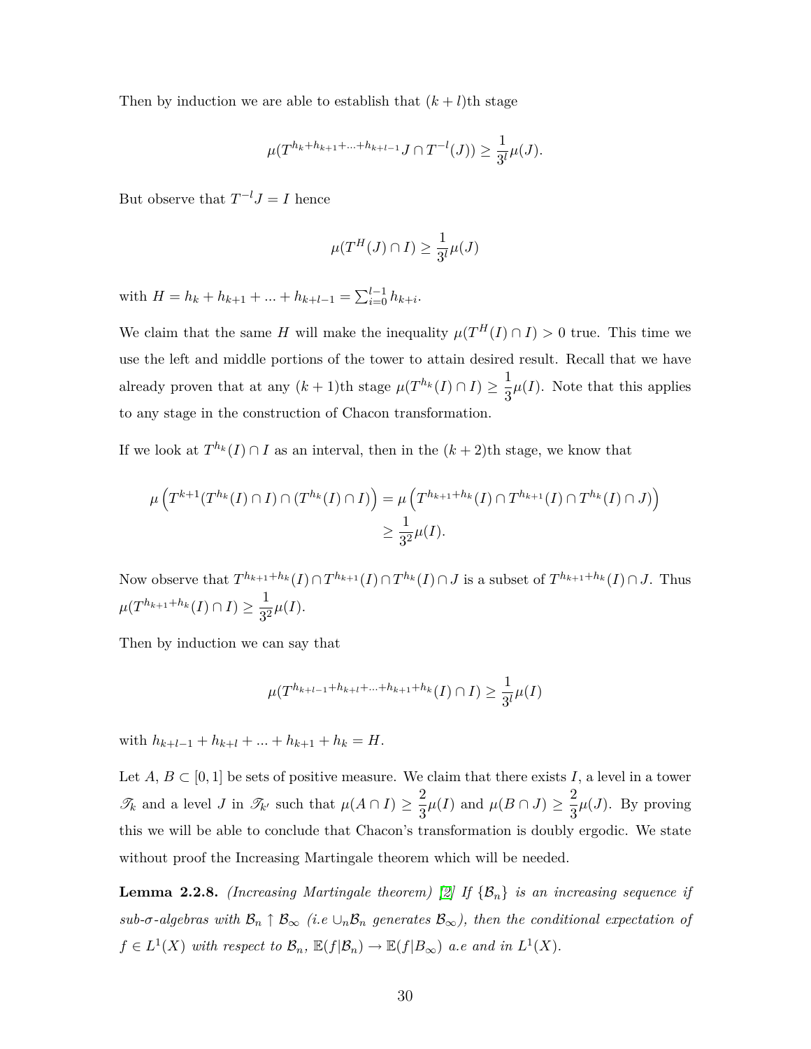Then by induction we are able to establish that $(k+l)$th stage

$$\mu(T^{h_k+h_{k+1}+...+h_{k+l-1}}J \cap T^{-l}(J)) \geq \frac{1}{3^l}\mu(J).$$

But observe that $T^{-l}J = I$ hence

$$\mu(T^H(J) \cap I) \geq \frac{1}{3^l}\mu(J)$$

with $H = h_k + h_{k+1} + ... + h_{k+l-1} = \sum_{i=0}^{l-1} h_{k+i}$.

We claim that the same $H$ will make the inequality $\mu(T^H(I) \cap I) > 0$ true. This time we use the left and middle portions of the tower to attain desired result. Recall that we have already proven that at any $(k+1)$th stage $\mu(T^{h_k}(I) \cap I) \geq \dfrac{1}{3}\mu(I)$. Note that this applies to any stage in the construction of Chacon transformation.

If we look at $T^{h_k}(I) \cap I$ as an interval, then in the $(k+2)$th stage, we know that

$$\begin{aligned}
\mu\left(T^{k+1}(T^{h_k}(I) \cap I) \cap (T^{h_k}(I) \cap I)\right) &= \mu\left(T^{h_{k+1}+h_k}(I) \cap T^{h_{k+1}}(I) \cap T^{h_k}(I) \cap J)\right) \\
&\geq \frac{1}{3^2}\mu(I).
\end{aligned}$$

Now observe that $T^{h_{k+1}+h_k}(I) \cap T^{h_{k+1}}(I) \cap T^{h_k}(I) \cap J$ is a subset of $T^{h_{k+1}+h_k}(I) \cap J$. Thus $\mu(T^{h_{k+1}+h_k}(I) \cap I) \geq \dfrac{1}{3^2}\mu(I)$.

Then by induction we can say that

$$\mu(T^{h_{k+l-1}+h_{k+l}+...+h_{k+1}+h_k}(I) \cap I) \geq \frac{1}{3^l}\mu(I)$$

with $h_{k+l-1} + h_{k+l} + ... + h_{k+1} + h_k = H$.

Let $A$, $B \subset [0,1]$ be sets of positive measure. We claim that there exists $I$, a level in a tower $\mathscr{T}_k$ and a level $J$ in $\mathscr{T}_{k'}$ such that $\mu(A \cap I) \geq \dfrac{2}{3}\mu(I)$ and $\mu(B \cap J) \geq \dfrac{2}{3}\mu(J)$. By proving this we will be able to conclude that Chacon's transformation is doubly ergodic. We state without proof the Increasing Martingale theorem which will be needed.

**Lemma 2.2.8.** *(Increasing Martingale theorem) [2] If $\{\mathcal{B}_n\}$ is an increasing sequence if sub-σ-algebras with $\mathcal{B}_n \uparrow \mathcal{B}_\infty$ (i.e $\cup_n \mathcal{B}_n$ generates $\mathcal{B}_\infty$), then the conditional expectation of $f \in L^1(X)$ with respect to $\mathcal{B}_n$, $\mathbb{E}(f|\mathcal{B}_n) \to \mathbb{E}(f|B_\infty)$ a.e and in $L^1(X)$.*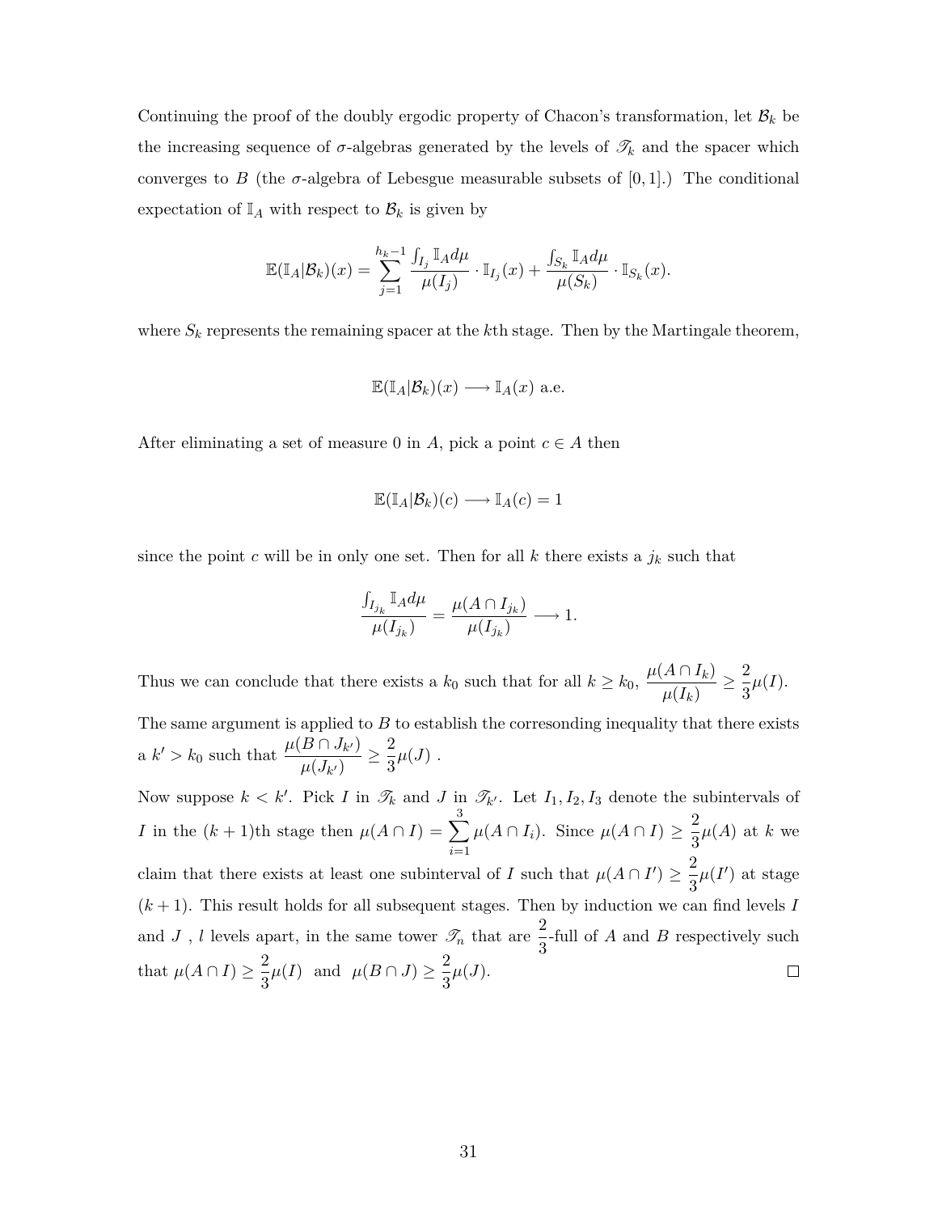Continuing the proof of the doubly ergodic property of Chacon's transformation, let $\mathcal{B}_k$ be the increasing sequence of $\sigma$-algebras generated by the levels of $\mathscr{T}_k$ and the spacer which converges to $B$ (the $\sigma$-algebra of Lebesgue measurable subsets of $[0,1]$.) The conditional expectation of $\mathbb{I}_A$ with respect to $\mathcal{B}_k$ is given by

$$\mathbb{E}(\mathbb{I}_A|\mathcal{B}_k)(x) = \sum_{j=1}^{h_k-1} \frac{\int_{I_j} \mathbb{I}_A d\mu}{\mu(I_j)} \cdot \mathbb{I}_{I_j}(x) + \frac{\int_{S_k} \mathbb{I}_A d\mu}{\mu(S_k)} \cdot \mathbb{I}_{S_k}(x).$$

where $S_k$ represents the remaining spacer at the $k$th stage. Then by the Martingale theorem,

$$\mathbb{E}(\mathbb{I}_A|\mathcal{B}_k)(x) \longrightarrow \mathbb{I}_A(x) \text{ a.e.}$$

After eliminating a set of measure 0 in $A$, pick a point $c \in A$ then

$$\mathbb{E}(\mathbb{I}_A|\mathcal{B}_k)(c) \longrightarrow \mathbb{I}_A(c) = 1$$

since the point $c$ will be in only one set. Then for all $k$ there exists a $j_k$ such that

$$\frac{\int_{I_{j_k}} \mathbb{I}_A d\mu}{\mu(I_{j_k})} = \frac{\mu(A \cap I_{j_k})}{\mu(I_{j_k})} \longrightarrow 1.$$

Thus we can conclude that there exists a $k_0$ such that for all $k \geq k_0$, $\dfrac{\mu(A \cap I_k)}{\mu(I_k)} \geq \dfrac{2}{3}\mu(I)$.

The same argument is applied to $B$ to establish the corresonding inequality that there exists a $k' > k_0$ such that $\dfrac{\mu(B \cap J_{k'})}{\mu(J_{k'})} \geq \dfrac{2}{3}\mu(J)$ .

Now suppose $k < k'$. Pick $I$ in $\mathscr{T}_k$ and $J$ in $\mathscr{T}_{k'}$. Let $I_1, I_2, I_3$ denote the subintervals of $I$ in the $(k+1)$th stage then $\mu(A \cap I) = \sum_{i=1}^{3} \mu(A \cap I_i)$. Since $\mu(A \cap I) \geq \dfrac{2}{3}\mu(A)$ at $k$ we claim that there exists at least one subinterval of $I$ such that $\mu(A \cap I') \geq \dfrac{2}{3}\mu(I')$ at stage $(k+1)$. This result holds for all subsequent stages. Then by induction we can find levels $I$ and $J$ , $l$ levels apart, in the same tower $\mathscr{T}_n$ that are $\dfrac{2}{3}$-full of $A$ and $B$ respectively such that $\mu(A \cap I) \geq \dfrac{2}{3}\mu(I)$ and $\mu(B \cap J) \geq \dfrac{2}{3}\mu(J)$. $\square$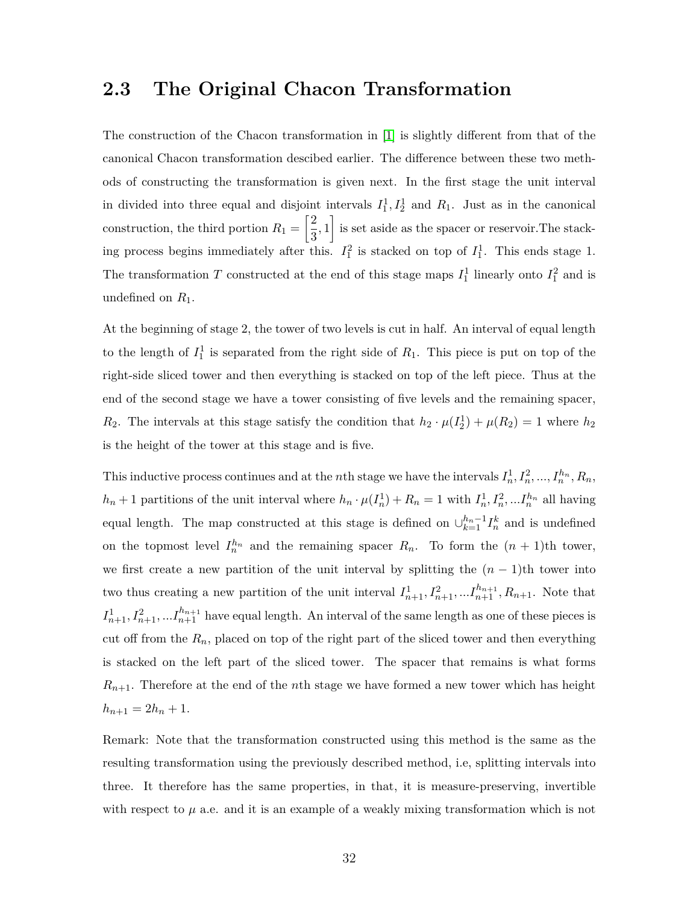## 2.3 The Original Chacon Transformation

The construction of the Chacon transformation in [1] is slightly different from that of the canonical Chacon transformation descibed earlier. The difference between these two methods of constructing the transformation is given next. In the first stage the unit interval in divided into three equal and disjoint intervals $I_1^1, I_2^1$ and $R_1$. Just as in the canonical construction, the third portion $R_1 = \left[\frac{2}{3}, 1\right]$ is set aside as the spacer or reservoir.The stacking process begins immediately after this. $I_1^2$ is stacked on top of $I_1^1$. This ends stage 1. The transformation $T$ constructed at the end of this stage maps $I_1^1$ linearly onto $I_1^2$ and is undefined on $R_1$.

At the beginning of stage 2, the tower of two levels is cut in half. An interval of equal length to the length of $I_1^1$ is separated from the right side of $R_1$. This piece is put on top of the right-side sliced tower and then everything is stacked on top of the left piece. Thus at the end of the second stage we have a tower consisting of five levels and the remaining spacer, $R_2$. The intervals at this stage satisfy the condition that $h_2 \cdot \mu(I_2^1) + \mu(R_2) = 1$ where $h_2$ is the height of the tower at this stage and is five.

This inductive process continues and at the $n$th stage we have the intervals $I_n^1, I_n^2, ..., I_n^{h_n}, R_n$, $h_n + 1$ partitions of the unit interval where $h_n \cdot \mu(I_n^1) + R_n = 1$ with $I_n^1, I_n^2, ...I_n^{h_n}$ all having equal length. The map constructed at this stage is defined on $\cup_{k=1}^{h_n - 1} I_n^k$ and is undefined on the topmost level $I_n^{h_n}$ and the remaining spacer $R_n$. To form the $(n+1)$th tower, we first create a new partition of the unit interval by splitting the $(n-1)$th tower into two thus creating a new partition of the unit interval $I_{n+1}^1, I_{n+1}^2, ...I_{n+1}^{h_{n+1}}, R_{n+1}$. Note that $I_{n+1}^1, I_{n+1}^2, ...I_{n+1}^{h_{n+1}}$ have equal length. An interval of the same length as one of these pieces is cut off from the $R_n$, placed on top of the right part of the sliced tower and then everything is stacked on the left part of the sliced tower. The spacer that remains is what forms $R_{n+1}$. Therefore at the end of the $n$th stage we have formed a new tower which has height $h_{n+1} = 2h_n + 1$.

Remark: Note that the transformation constructed using this method is the same as the resulting transformation using the previously described method, i.e, splitting intervals into three. It therefore has the same properties, in that, it is measure-preserving, invertible with respect to $\mu$ a.e. and it is an example of a weakly mixing transformation which is not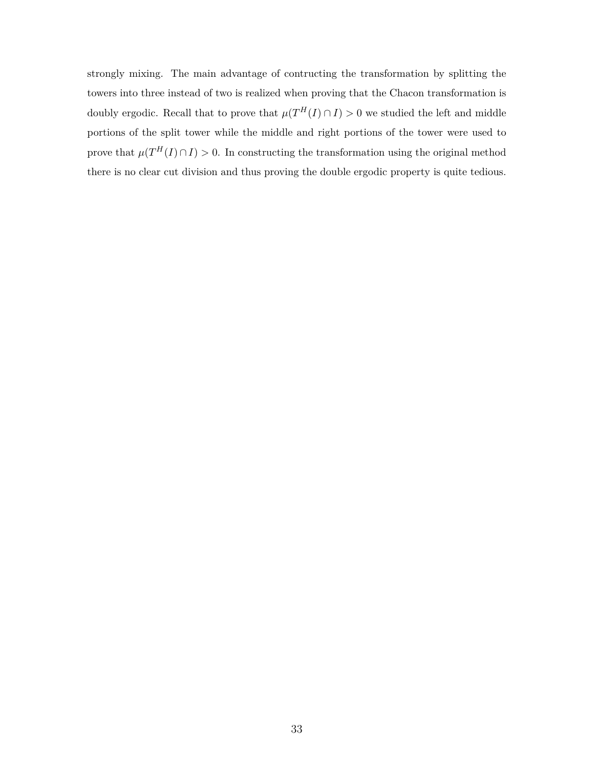strongly mixing. The main advantage of contructing the transformation by splitting the towers into three instead of two is realized when proving that the Chacon transformation is doubly ergodic. Recall that to prove that $\mu(T^H(I) \cap I) > 0$ we studied the left and middle portions of the split tower while the middle and right portions of the tower were used to prove that $\mu(T^H(I) \cap I) > 0$. In constructing the transformation using the original method there is no clear cut division and thus proving the double ergodic property is quite tedious.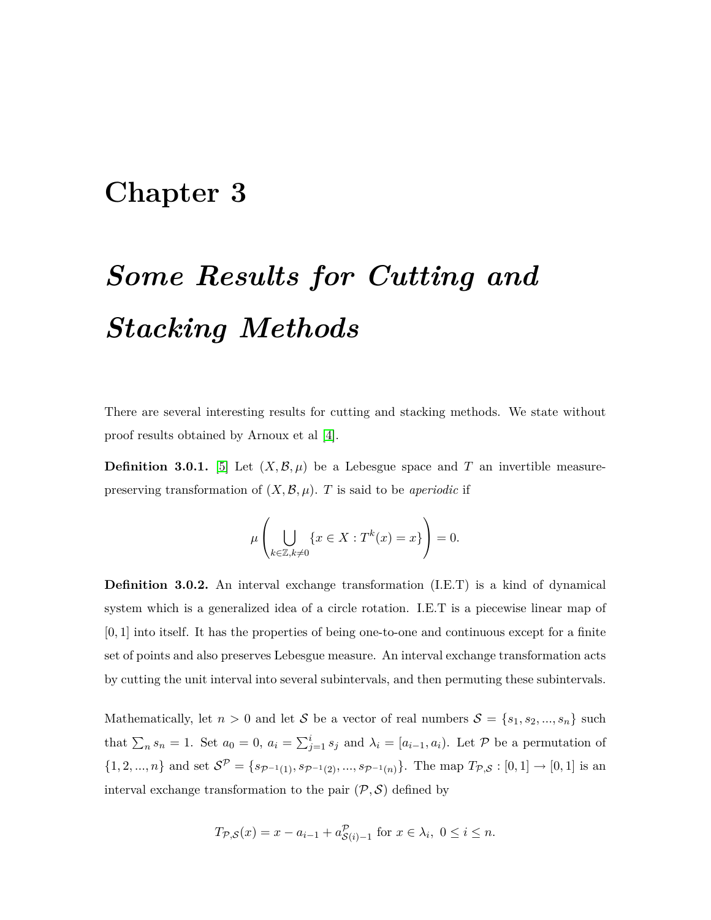# Chapter 3

# *Some Results for Cutting and Stacking Methods*

There are several interesting results for cutting and stacking methods. We state without proof results obtained by Arnoux et al [4].

**Definition 3.0.1.** [5] Let $(X, \mathcal{B}, \mu)$ be a Lebesgue space and $T$ an invertible measure-preserving transformation of $(X, \mathcal{B}, \mu)$. $T$ is said to be *aperiodic* if

$$\mu\left(\bigcup_{k\in\mathbb{Z}, k\neq 0} \{x \in X : T^k(x) = x\}\right) = 0.$$

**Definition 3.0.2.** An interval exchange transformation (I.E.T) is a kind of dynamical system which is a generalized idea of a circle rotation. I.E.T is a piecewise linear map of $[0, 1]$ into itself. It has the properties of being one-to-one and continuous except for a finite set of points and also preserves Lebesgue measure. An interval exchange transformation acts by cutting the unit interval into several subintervals, and then permuting these subintervals.

Mathematically, let $n > 0$ and let $\mathcal{S}$ be a vector of real numbers $\mathcal{S} = \{s_1, s_2, ..., s_n\}$ such that $\sum_n s_n = 1$. Set $a_0 = 0$, $a_i = \sum_{j=1}^{i} s_j$ and $\lambda_i = [a_{i-1}, a_i)$. Let $\mathcal{P}$ be a permutation of $\{1, 2, ..., n\}$ and set $\mathcal{S}^{\mathcal{P}} = \{s_{\mathcal{P}^{-1}(1)}, s_{\mathcal{P}^{-1}(2)}, ..., s_{\mathcal{P}^{-1}(n)}\}$. The map $T_{\mathcal{P},\mathcal{S}} : [0, 1] \to [0, 1]$ is an interval exchange transformation to the pair $(\mathcal{P}, \mathcal{S})$ defined by

$$T_{\mathcal{P},\mathcal{S}}(x) = x - a_{i-1} + a^{\mathcal{P}}_{\mathcal{S}(i)-1} \text{ for } x \in \lambda_i,\ 0 \leq i \leq n.$$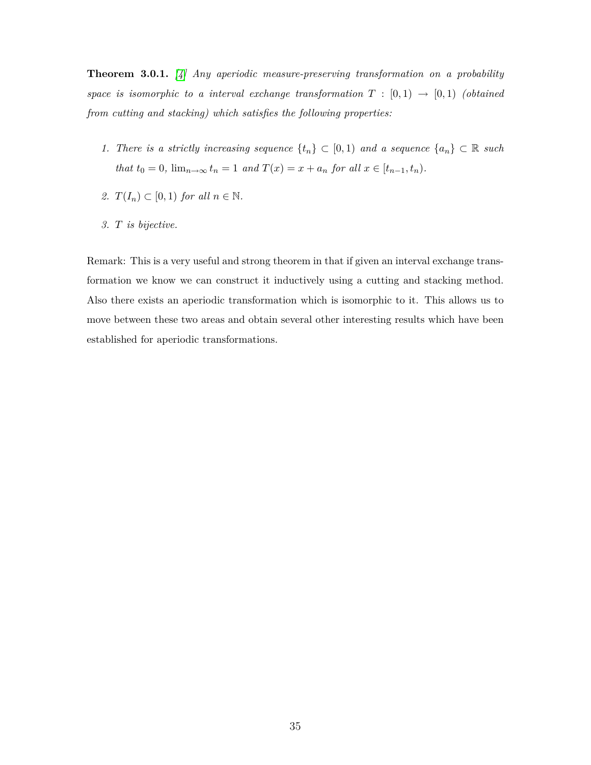**Theorem 3.0.1.** [4] *Any aperiodic measure-preserving transformation on a probability space is isomorphic to a interval exchange transformation $T : [0, 1) \to [0, 1)$ (obtained from cutting and stacking) which satisfies the following properties:*

1. *There is a strictly increasing sequence $\{t_n\} \subset [0, 1)$ and a sequence $\{a_n\} \subset \mathbb{R}$ such that $t_0 = 0$, $\lim_{n\to\infty} t_n = 1$ and $T(x) = x + a_n$ for all $x \in [t_{n-1}, t_n)$.*
2. *$T(I_n) \subset [0, 1)$ for all $n \in \mathbb{N}$.*
3. *$T$ is bijective.*

Remark: This is a very useful and strong theorem in that if given an interval exchange transformation we know we can construct it inductively using a cutting and stacking method. Also there exists an aperiodic transformation which is isomorphic to it. This allows us to move between these two areas and obtain several other interesting results which have been established for aperiodic transformations.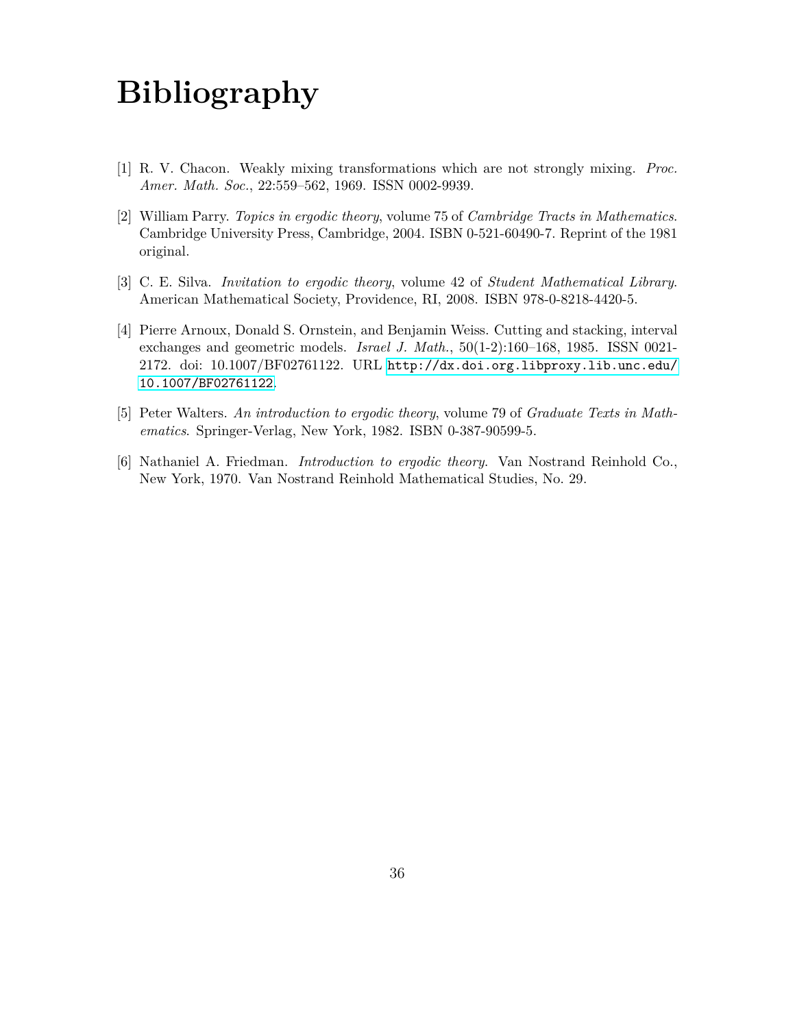# Bibliography

[1] R. V. Chacon. Weakly mixing transformations which are not strongly mixing. *Proc. Amer. Math. Soc.*, 22:559–562, 1969. ISSN 0002-9939.

[2] William Parry. *Topics in ergodic theory*, volume 75 of *Cambridge Tracts in Mathematics*. Cambridge University Press, Cambridge, 2004. ISBN 0-521-60490-7. Reprint of the 1981 original.

[3] C. E. Silva. *Invitation to ergodic theory*, volume 42 of *Student Mathematical Library*. American Mathematical Society, Providence, RI, 2008. ISBN 978-0-8218-4420-5.

[4] Pierre Arnoux, Donald S. Ornstein, and Benjamin Weiss. Cutting and stacking, interval exchanges and geometric models. *Israel J. Math.*, 50(1-2):160–168, 1985. ISSN 0021-2172. doi: 10.1007/BF02761122. URL http://dx.doi.org.libproxy.lib.unc.edu/10.1007/BF02761122.

[5] Peter Walters. *An introduction to ergodic theory*, volume 79 of *Graduate Texts in Mathematics*. Springer-Verlag, New York, 1982. ISBN 0-387-90599-5.

[6] Nathaniel A. Friedman. *Introduction to ergodic theory.* Van Nostrand Reinhold Co., New York, 1970. Van Nostrand Reinhold Mathematical Studies, No. 29.